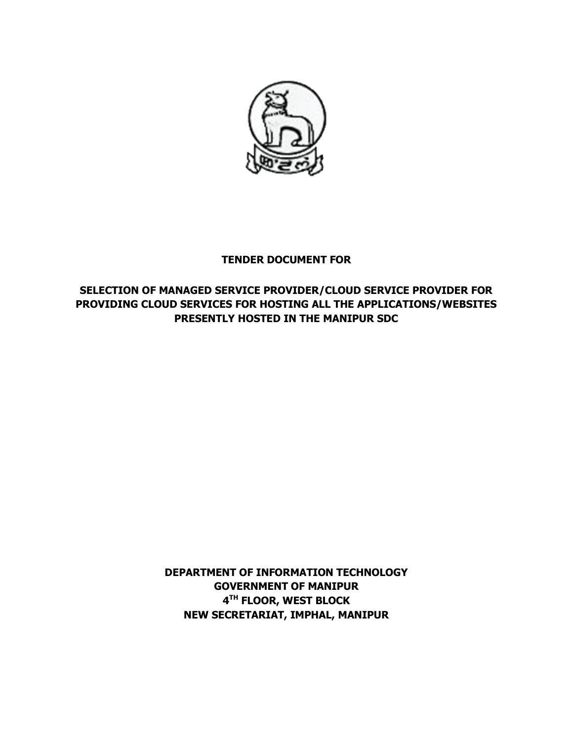**TENDER DOCUMENT FOR**

**SELECTION OF MANAGED SERVICE PROVIDER/CLOUD SERVICE PROVIDER FOR PROVIDING CLOUD SERVICES FOR HOSTING ALL THE APPLICATIONS/WEBSITES PRESENTLY HOSTED IN THE MANIPUR SDC**

**DEPARTMENT OF INFORMATION TECHNOLOGY**
**GOVERNMENT OF MANIPUR**
**4TH FLOOR, WEST BLOCK**
**NEW SECRETARIAT, IMPHAL, MANIPUR**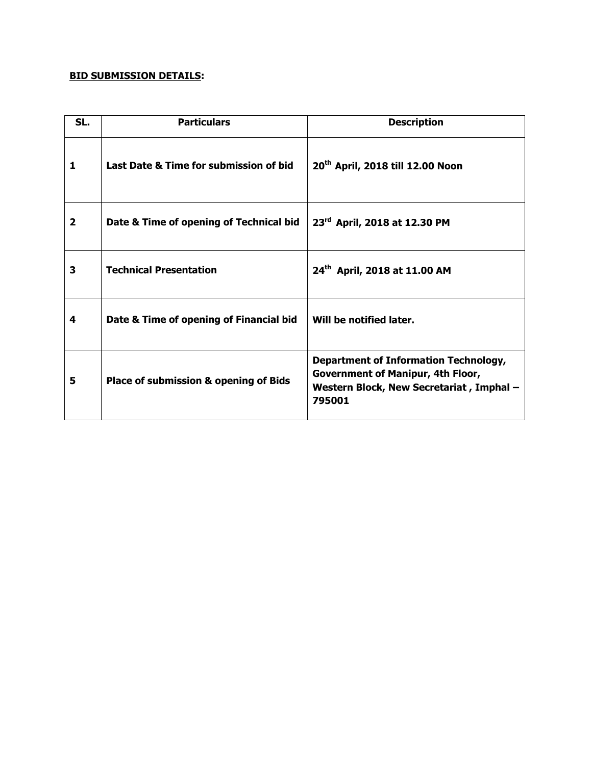**BID SUBMISSION DETAILS:**

| SL. | Particulars | Description |
|---|---|---|
| 1 | Last Date & Time for submission of bid | 20th April, 2018 till 12.00 Noon |
| 2 | Date & Time of opening of Technical bid | 23rd April, 2018 at 12.30 PM |
| 3 | Technical Presentation | 24th April, 2018 at 11.00 AM |
| 4 | Date & Time of opening of Financial bid | Will be notified later. |
| 5 | Place of submission & opening of Bids | Department of Information Technology, Government of Manipur, 4th Floor, Western Block, New Secretariat , Imphal – 795001 |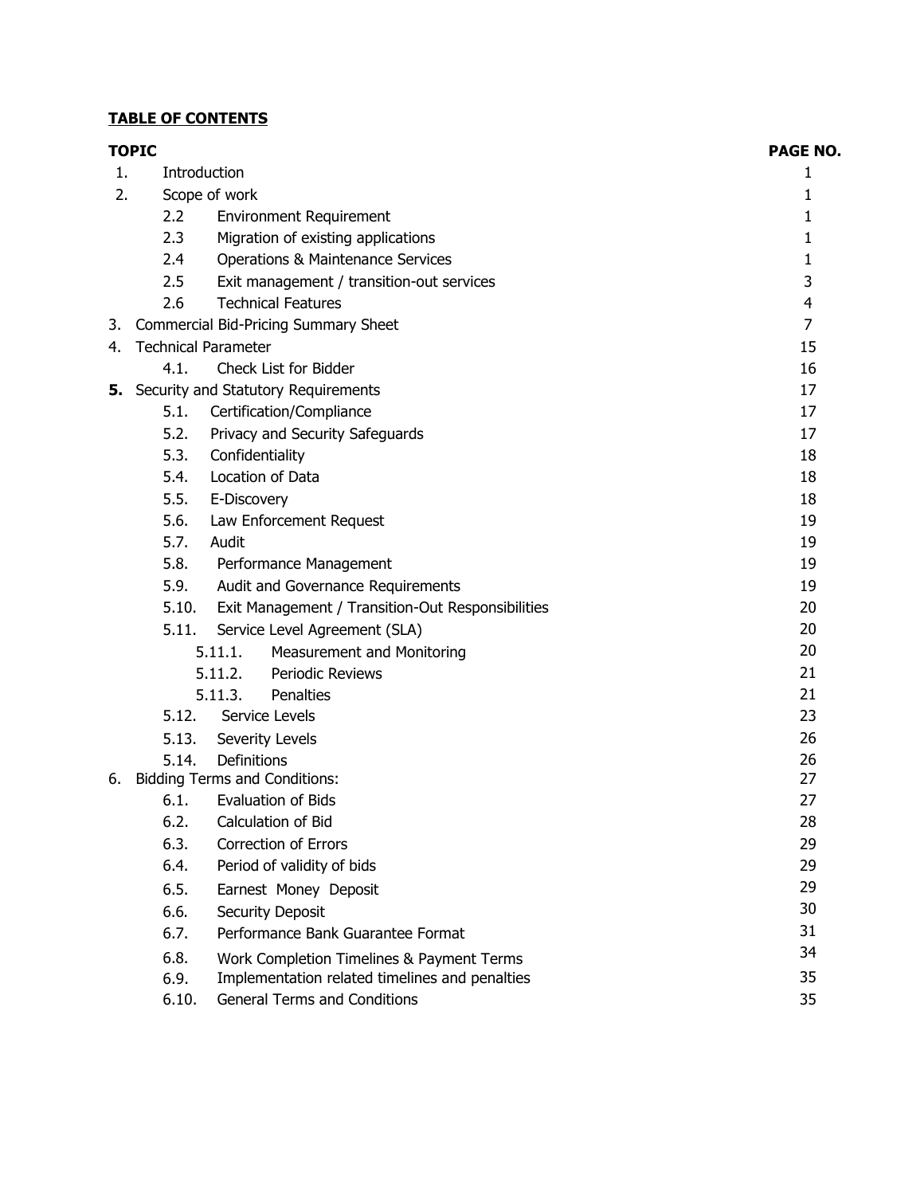**TABLE OF CONTENTS**

| TOPIC | PAGE NO. |
| --- | --- |
| 1. Introduction | 1 |
| 2. Scope of work | 1 |
| 2.2 Environment Requirement | 1 |
| 2.3 Migration of existing applications | 1 |
| 2.4 Operations & Maintenance Services | 1 |
| 2.5 Exit management / transition-out services | 3 |
| 2.6 Technical Features | 4 |
| 3. Commercial Bid-Pricing Summary Sheet | 7 |
| 4. Technical Parameter | 15 |
| 4.1. Check List for Bidder | 16 |
| **5.** Security and Statutory Requirements | 17 |
| 5.1. Certification/Compliance | 17 |
| 5.2. Privacy and Security Safeguards | 17 |
| 5.3. Confidentiality | 18 |
| 5.4. Location of Data | 18 |
| 5.5. E-Discovery | 18 |
| 5.6. Law Enforcement Request | 19 |
| 5.7. Audit | 19 |
| 5.8. Performance Management | 19 |
| 5.9. Audit and Governance Requirements | 19 |
| 5.10. Exit Management / Transition-Out Responsibilities | 20 |
| 5.11. Service Level Agreement (SLA) | 20 |
| 5.11.1. Measurement and Monitoring | 20 |
| 5.11.2. Periodic Reviews | 21 |
| 5.11.3. Penalties | 21 |
| 5.12. Service Levels | 23 |
| 5.13. Severity Levels | 26 |
| 5.14. Definitions | 26 |
| 6. Bidding Terms and Conditions: | 27 |
| 6.1. Evaluation of Bids | 27 |
| 6.2. Calculation of Bid | 28 |
| 6.3. Correction of Errors | 29 |
| 6.4. Period of validity of bids | 29 |
| 6.5. Earnest Money Deposit | 29 |
| 6.6. Security Deposit | 30 |
| 6.7. Performance Bank Guarantee Format | 31 |
| 6.8. Work Completion Timelines & Payment Terms | 34 |
| 6.9. Implementation related timelines and penalties | 35 |
| 6.10. General Terms and Conditions | 35 |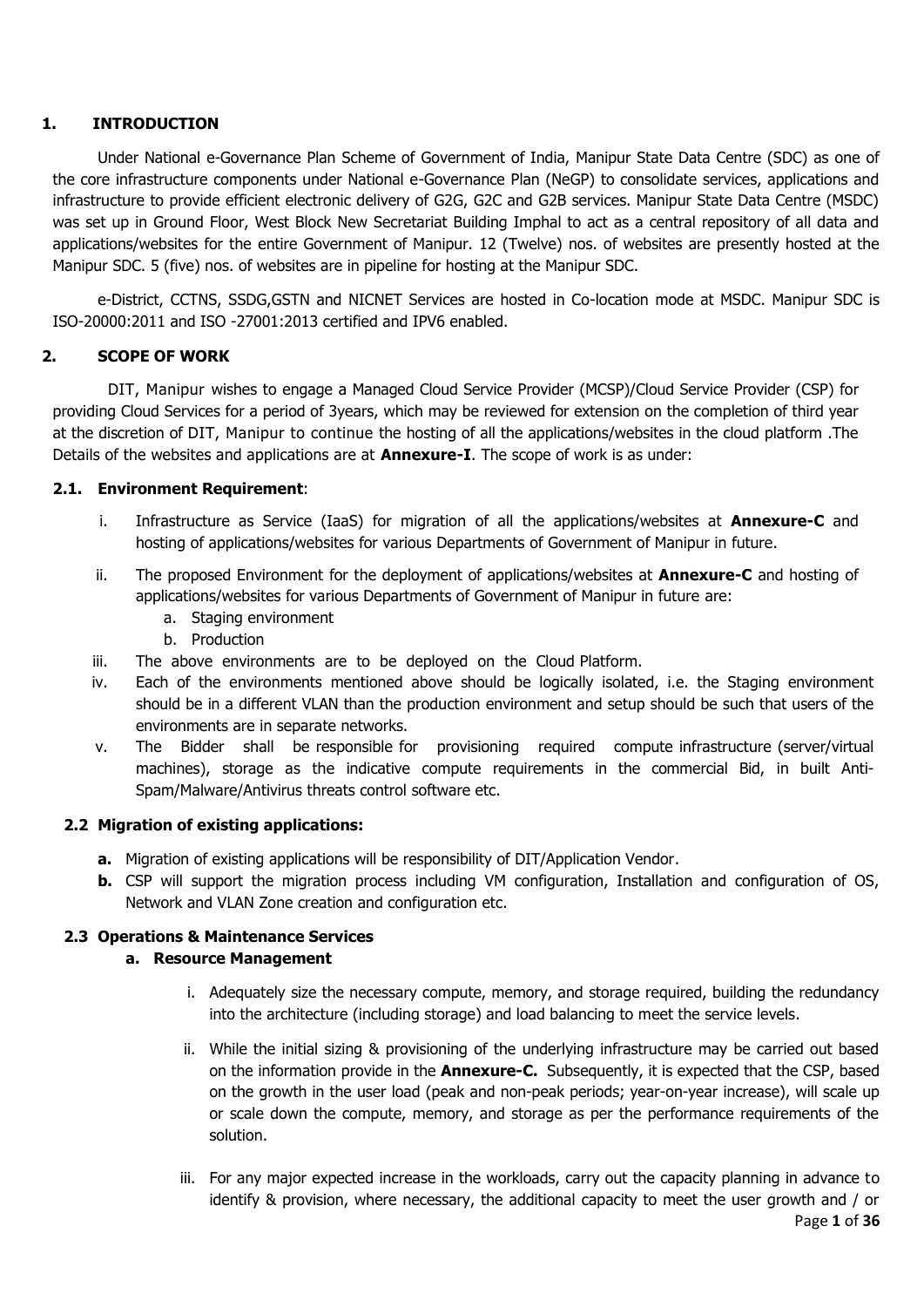## 1. INTRODUCTION

Under National e-Governance Plan Scheme of Government of India, Manipur State Data Centre (SDC) as one of the core infrastructure components under National e-Governance Plan (NeGP) to consolidate services, applications and infrastructure to provide efficient electronic delivery of G2G, G2C and G2B services. Manipur State Data Centre (MSDC) was set up in Ground Floor, West Block New Secretariat Building Imphal to act as a central repository of all data and applications/websites for the entire Government of Manipur. 12 (Twelve) nos. of websites are presently hosted at the Manipur SDC. 5 (five) nos. of websites are in pipeline for hosting at the Manipur SDC.

e-District, CCTNS, SSDG,GSTN and NICNET Services are hosted in Co-location mode at MSDC. Manipur SDC is ISO-20000:2011 and ISO -27001:2013 certified and IPV6 enabled.

## 2. SCOPE OF WORK

DIT, Manipur wishes to engage a Managed Cloud Service Provider (MCSP)/Cloud Service Provider (CSP) for providing Cloud Services for a period of 3years, which may be reviewed for extension on the completion of third year at the discretion of DIT, Manipur to continue the hosting of all the applications/websites in the cloud platform .The Details of the websites and applications are at **Annexure-I**. The scope of work is as under:

### 2.1. Environment Requirement:

i. Infrastructure as Service (IaaS) for migration of all the applications/websites at **Annexure-C** and hosting of applications/websites for various Departments of Government of Manipur in future.

ii. The proposed Environment for the deployment of applications/websites at **Annexure-C** and hosting of applications/websites for various Departments of Government of Manipur in future are:
   a. Staging environment
   b. Production

iii. The above environments are to be deployed on the Cloud Platform.

iv. Each of the environments mentioned above should be logically isolated, i.e. the Staging environment should be in a different VLAN than the production environment and setup should be such that users of the environments are in separate networks.

v. The Bidder shall be responsible for provisioning required compute infrastructure (server/virtual machines), storage as the indicative compute requirements in the commercial Bid, in built Anti-Spam/Malware/Antivirus threats control software etc.

### 2.2 Migration of existing applications:

**a.** Migration of existing applications will be responsibility of DIT/Application Vendor.

**b.** CSP will support the migration process including VM configuration, Installation and configuration of OS, Network and VLAN Zone creation and configuration etc.

### 2.3 Operations & Maintenance Services

#### a. Resource Management

i. Adequately size the necessary compute, memory, and storage required, building the redundancy into the architecture (including storage) and load balancing to meet the service levels.

ii. While the initial sizing & provisioning of the underlying infrastructure may be carried out based on the information provide in the **Annexure-C.** Subsequently, it is expected that the CSP, based on the growth in the user load (peak and non-peak periods; year-on-year increase), will scale up or scale down the compute, memory, and storage as per the performance requirements of the solution.

iii. For any major expected increase in the workloads, carry out the capacity planning in advance to identify & provision, where necessary, the additional capacity to meet the user growth and / or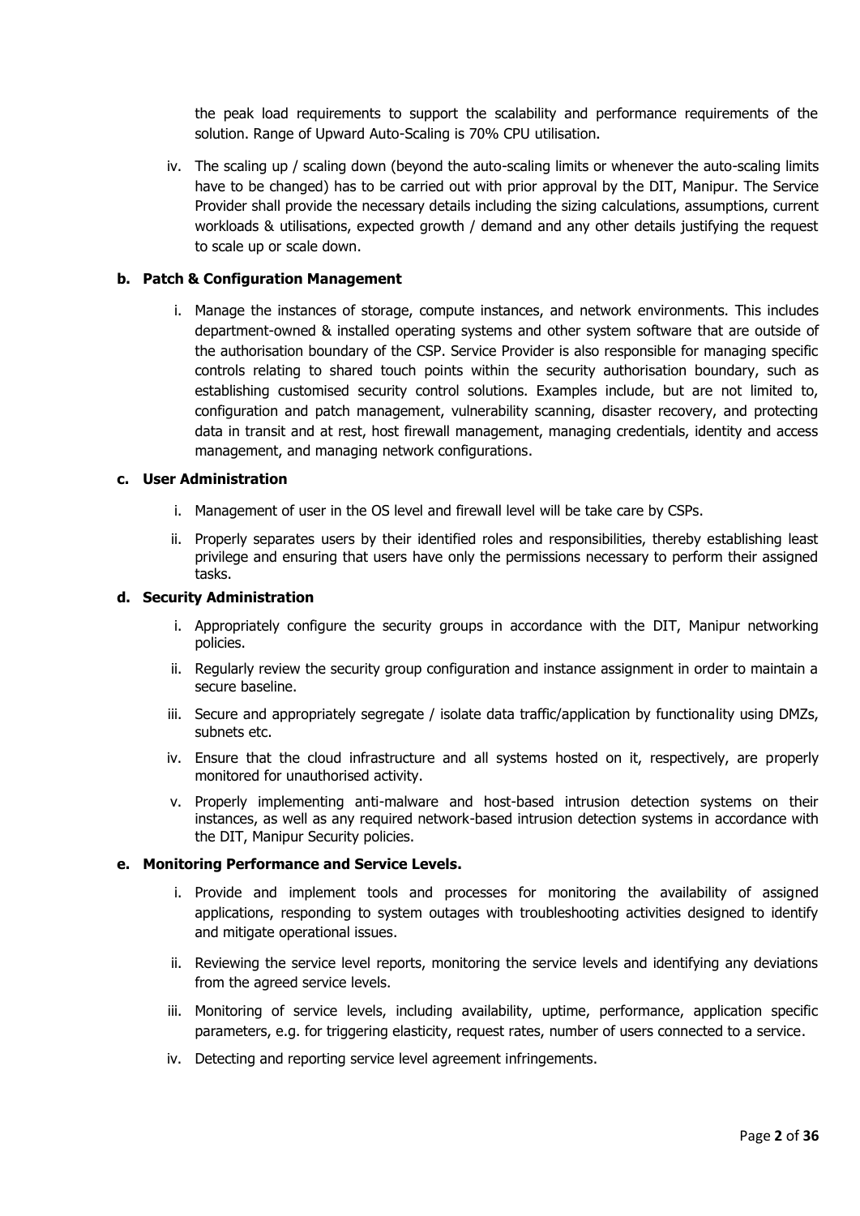the peak load requirements to support the scalability and performance requirements of the solution. Range of Upward Auto-Scaling is 70% CPU utilisation.

iv. The scaling up / scaling down (beyond the auto-scaling limits or whenever the auto-scaling limits have to be changed) has to be carried out with prior approval by the DIT, Manipur. The Service Provider shall provide the necessary details including the sizing calculations, assumptions, current workloads & utilisations, expected growth / demand and any other details justifying the request to scale up or scale down.

**b. Patch & Configuration Management**

i. Manage the instances of storage, compute instances, and network environments. This includes department-owned & installed operating systems and other system software that are outside of the authorisation boundary of the CSP. Service Provider is also responsible for managing specific controls relating to shared touch points within the security authorisation boundary, such as establishing customised security control solutions. Examples include, but are not limited to, configuration and patch management, vulnerability scanning, disaster recovery, and protecting data in transit and at rest, host firewall management, managing credentials, identity and access management, and managing network configurations.

**c. User Administration**

i. Management of user in the OS level and firewall level will be take care by CSPs.

ii. Properly separates users by their identified roles and responsibilities, thereby establishing least privilege and ensuring that users have only the permissions necessary to perform their assigned tasks.

**d. Security Administration**

i. Appropriately configure the security groups in accordance with the DIT, Manipur networking policies.

ii. Regularly review the security group configuration and instance assignment in order to maintain a secure baseline.

iii. Secure and appropriately segregate / isolate data traffic/application by functionality using DMZs, subnets etc.

iv. Ensure that the cloud infrastructure and all systems hosted on it, respectively, are properly monitored for unauthorised activity.

v. Properly implementing anti-malware and host-based intrusion detection systems on their instances, as well as any required network-based intrusion detection systems in accordance with the DIT, Manipur Security policies.

**e. Monitoring Performance and Service Levels.**

i. Provide and implement tools and processes for monitoring the availability of assigned applications, responding to system outages with troubleshooting activities designed to identify and mitigate operational issues.

ii. Reviewing the service level reports, monitoring the service levels and identifying any deviations from the agreed service levels.

iii. Monitoring of service levels, including availability, uptime, performance, application specific parameters, e.g. for triggering elasticity, request rates, number of users connected to a service.

iv. Detecting and reporting service level agreement infringements.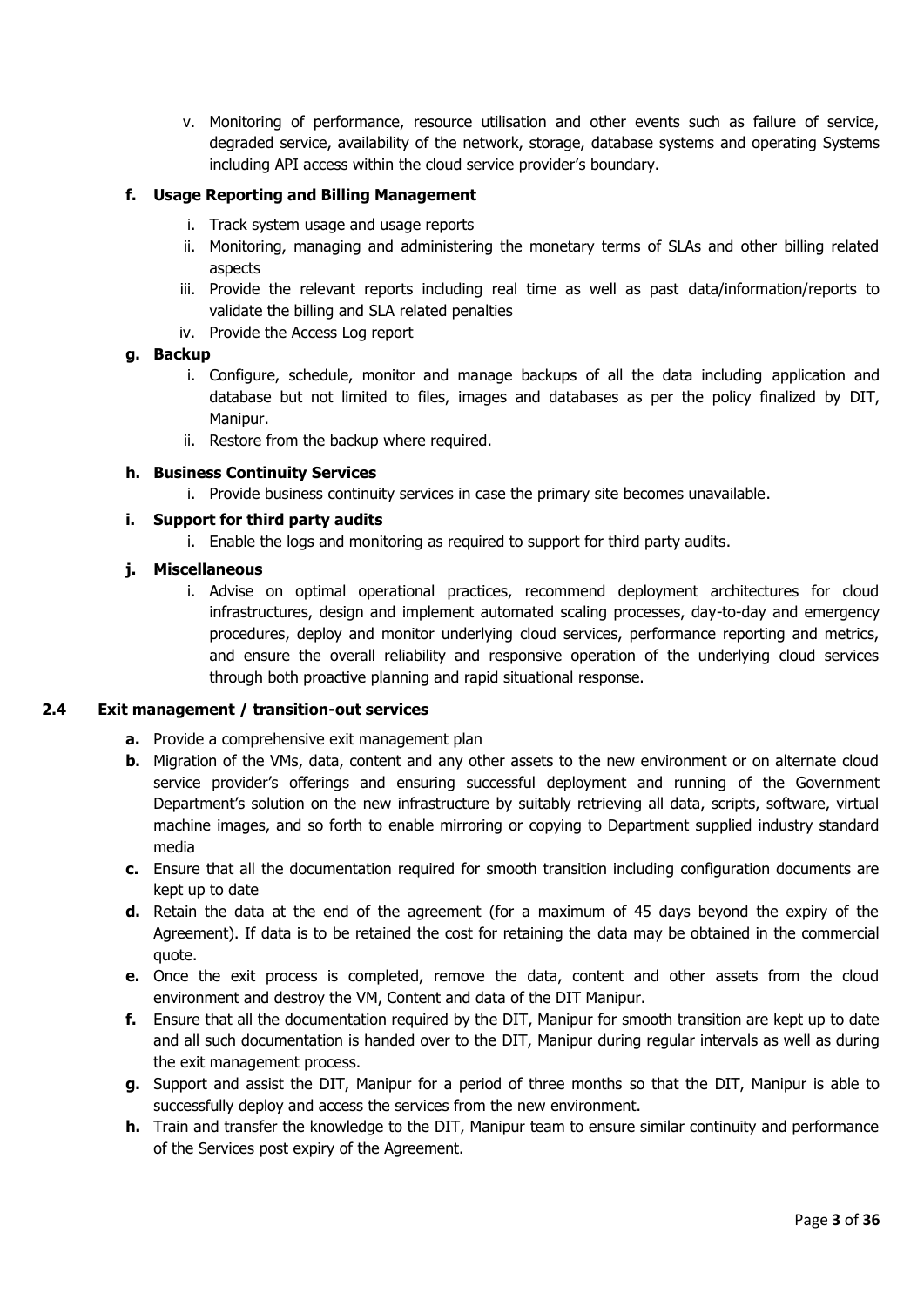v. Monitoring of performance, resource utilisation and other events such as failure of service, degraded service, availability of the network, storage, database systems and operating Systems including API access within the cloud service provider's boundary.

**f. Usage Reporting and Billing Management**

i. Track system usage and usage reports
ii. Monitoring, managing and administering the monetary terms of SLAs and other billing related aspects
iii. Provide the relevant reports including real time as well as past data/information/reports to validate the billing and SLA related penalties
iv. Provide the Access Log report

**g. Backup**

i. Configure, schedule, monitor and manage backups of all the data including application and database but not limited to files, images and databases as per the policy finalized by DIT, Manipur.
ii. Restore from the backup where required.

**h. Business Continuity Services**

i. Provide business continuity services in case the primary site becomes unavailable.

**i. Support for third party audits**

i. Enable the logs and monitoring as required to support for third party audits.

**j. Miscellaneous**

i. Advise on optimal operational practices, recommend deployment architectures for cloud infrastructures, design and implement automated scaling processes, day-to-day and emergency procedures, deploy and monitor underlying cloud services, performance reporting and metrics, and ensure the overall reliability and responsive operation of the underlying cloud services through both proactive planning and rapid situational response.

### 2.4 Exit management / transition-out services

**a.** Provide a comprehensive exit management plan

**b.** Migration of the VMs, data, content and any other assets to the new environment or on alternate cloud service provider's offerings and ensuring successful deployment and running of the Government Department's solution on the new infrastructure by suitably retrieving all data, scripts, software, virtual machine images, and so forth to enable mirroring or copying to Department supplied industry standard media

**c.** Ensure that all the documentation required for smooth transition including configuration documents are kept up to date

**d.** Retain the data at the end of the agreement (for a maximum of 45 days beyond the expiry of the Agreement). If data is to be retained the cost for retaining the data may be obtained in the commercial quote.

**e.** Once the exit process is completed, remove the data, content and other assets from the cloud environment and destroy the VM, Content and data of the DIT Manipur.

**f.** Ensure that all the documentation required by the DIT, Manipur for smooth transition are kept up to date and all such documentation is handed over to the DIT, Manipur during regular intervals as well as during the exit management process.

**g.** Support and assist the DIT, Manipur for a period of three months so that the DIT, Manipur is able to successfully deploy and access the services from the new environment.

**h.** Train and transfer the knowledge to the DIT, Manipur team to ensure similar continuity and performance of the Services post expiry of the Agreement.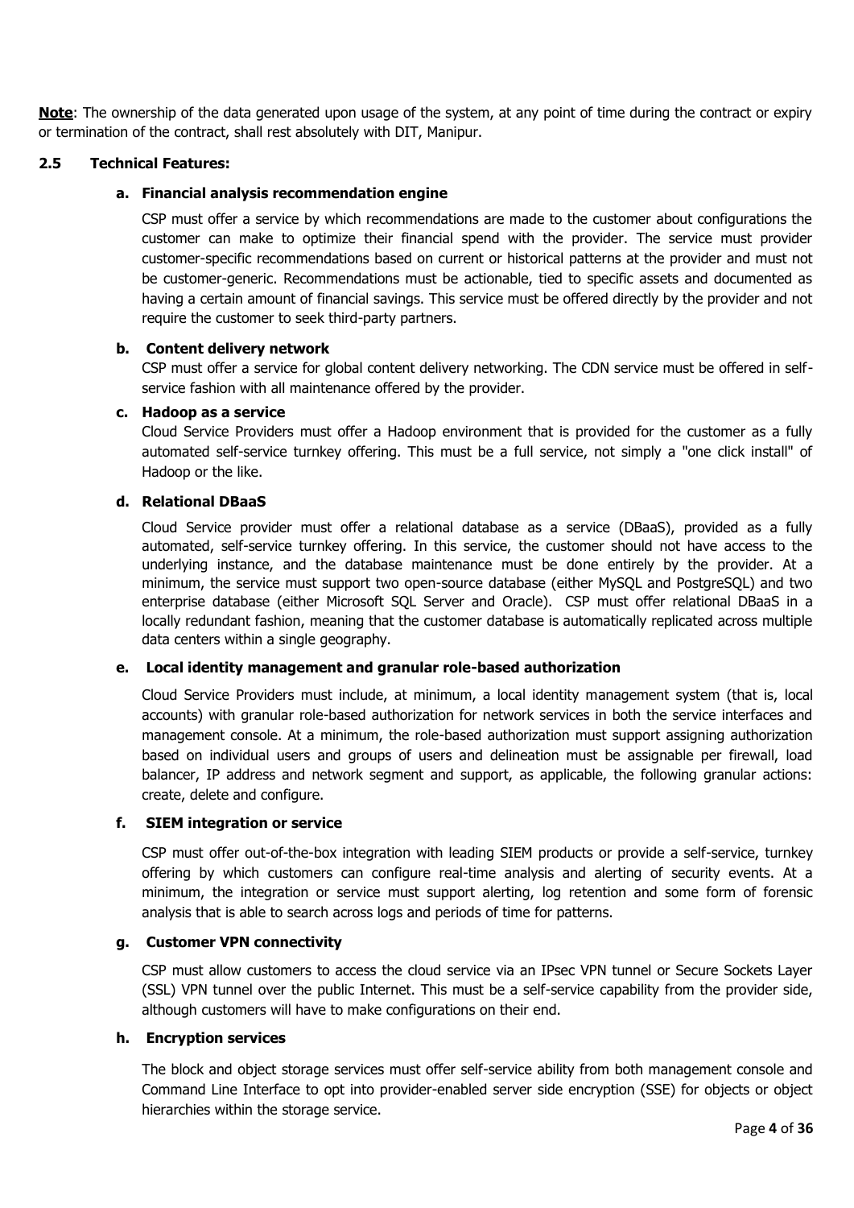**Note**: The ownership of the data generated upon usage of the system, at any point of time during the contract or expiry or termination of the contract, shall rest absolutely with DIT, Manipur.

## 2.5 Technical Features:

### a. Financial analysis recommendation engine

CSP must offer a service by which recommendations are made to the customer about configurations the customer can make to optimize their financial spend with the provider. The service must provider customer-specific recommendations based on current or historical patterns at the provider and must not be customer-generic. Recommendations must be actionable, tied to specific assets and documented as having a certain amount of financial savings. This service must be offered directly by the provider and not require the customer to seek third-party partners.

### b. Content delivery network

CSP must offer a service for global content delivery networking. The CDN service must be offered in self-service fashion with all maintenance offered by the provider.

### c. Hadoop as a service

Cloud Service Providers must offer a Hadoop environment that is provided for the customer as a fully automated self-service turnkey offering. This must be a full service, not simply a "one click install" of Hadoop or the like.

### d. Relational DBaaS

Cloud Service provider must offer a relational database as a service (DBaaS), provided as a fully automated, self-service turnkey offering. In this service, the customer should not have access to the underlying instance, and the database maintenance must be done entirely by the provider. At a minimum, the service must support two open-source database (either MySQL and PostgreSQL) and two enterprise database (either Microsoft SQL Server and Oracle). CSP must offer relational DBaaS in a locally redundant fashion, meaning that the customer database is automatically replicated across multiple data centers within a single geography.

### e. Local identity management and granular role-based authorization

Cloud Service Providers must include, at minimum, a local identity management system (that is, local accounts) with granular role-based authorization for network services in both the service interfaces and management console. At a minimum, the role-based authorization must support assigning authorization based on individual users and groups of users and delineation must be assignable per firewall, load balancer, IP address and network segment and support, as applicable, the following granular actions: create, delete and configure.

### f. SIEM integration or service

CSP must offer out-of-the-box integration with leading SIEM products or provide a self-service, turnkey offering by which customers can configure real-time analysis and alerting of security events. At a minimum, the integration or service must support alerting, log retention and some form of forensic analysis that is able to search across logs and periods of time for patterns.

### g. Customer VPN connectivity

CSP must allow customers to access the cloud service via an IPsec VPN tunnel or Secure Sockets Layer (SSL) VPN tunnel over the public Internet. This must be a self-service capability from the provider side, although customers will have to make configurations on their end.

### h. Encryption services

The block and object storage services must offer self-service ability from both management console and Command Line Interface to opt into provider-enabled server side encryption (SSE) for objects or object hierarchies within the storage service.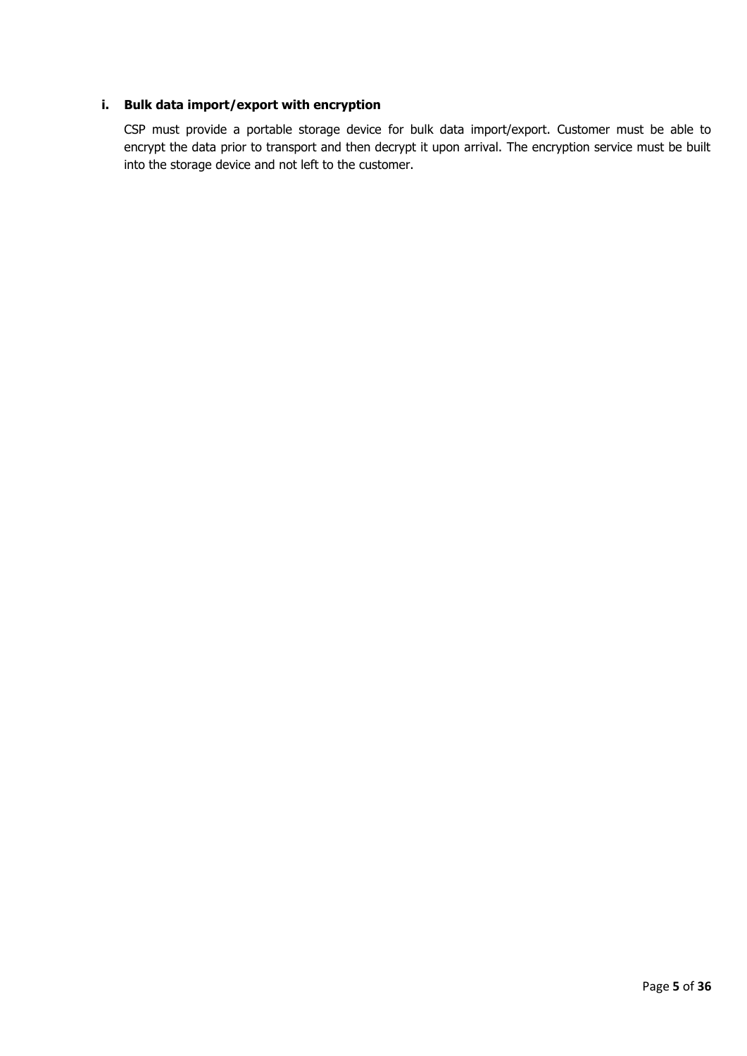### i. Bulk data import/export with encryption

CSP must provide a portable storage device for bulk data import/export. Customer must be able to encrypt the data prior to transport and then decrypt it upon arrival. The encryption service must be built into the storage device and not left to the customer.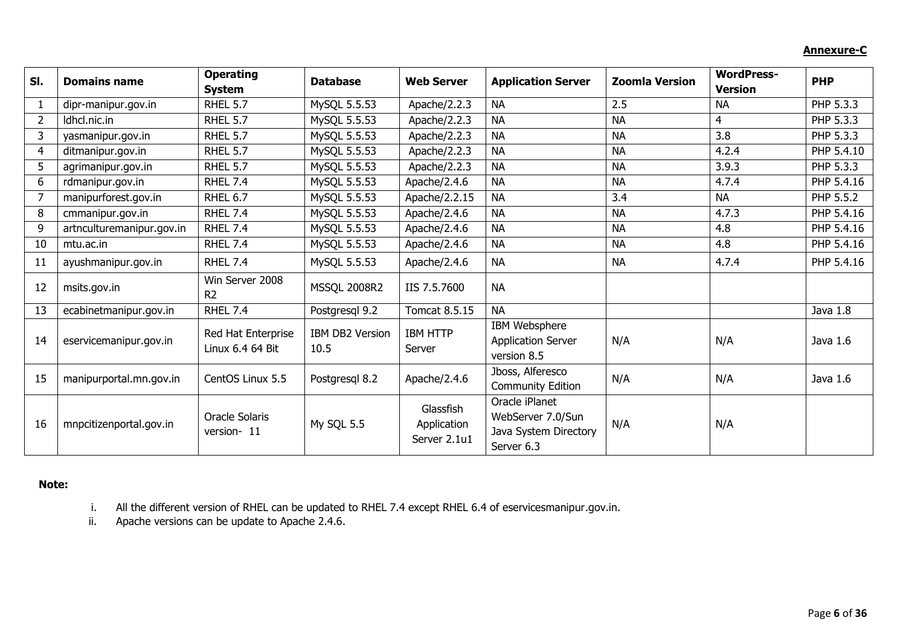**Annexure-C**

| Sl. | Domains name | Operating System | Database | Web Server | Application Server | Zoomla Version | WordPress-Version | PHP |
|---|---|---|---|---|---|---|---|---|
| 1 | dipr-manipur.gov.in | RHEL 5.7 | MySQL 5.5.53 | Apache/2.2.3 | NA | 2.5 | NA | PHP 5.3.3 |
| 2 | ldhcl.nic.in | RHEL 5.7 | MySQL 5.5.53 | Apache/2.2.3 | NA | NA | 4 | PHP 5.3.3 |
| 3 | yasmanipur.gov.in | RHEL 5.7 | MySQL 5.5.53 | Apache/2.2.3 | NA | NA | 3.8 | PHP 5.3.3 |
| 4 | ditmanipur.gov.in | RHEL 5.7 | MySQL 5.5.53 | Apache/2.2.3 | NA | NA | 4.2.4 | PHP 5.4.10 |
| 5 | agrimanipur.gov.in | RHEL 5.7 | MySQL 5.5.53 | Apache/2.2.3 | NA | NA | 3.9.3 | PHP 5.3.3 |
| 6 | rdmanipur.gov.in | RHEL 7.4 | MySQL 5.5.53 | Apache/2.4.6 | NA | NA | 4.7.4 | PHP 5.4.16 |
| 7 | manipurforest.gov.in | RHEL 6.7 | MySQL 5.5.53 | Apache/2.2.15 | NA | 3.4 | NA | PHP 5.5.2 |
| 8 | cmmanipur.gov.in | RHEL 7.4 | MySQL 5.5.53 | Apache/2.4.6 | NA | NA | 4.7.3 | PHP 5.4.16 |
| 9 | artncculturemanipur.gov.in | RHEL 7.4 | MySQL 5.5.53 | Apache/2.4.6 | NA | NA | 4.8 | PHP 5.4.16 |
| 10 | mtu.ac.in | RHEL 7.4 | MySQL 5.5.53 | Apache/2.4.6 | NA | NA | 4.8 | PHP 5.4.16 |
| 11 | ayushmanipur.gov.in | RHEL 7.4 | MySQL 5.5.53 | Apache/2.4.6 | NA | NA | 4.7.4 | PHP 5.4.16 |
| 12 | msits.gov.in | Win Server 2008 R2 | MSSQL 2008R2 | IIS 7.5.7600 | NA | | | |
| 13 | ecabinetmanipur.gov.in | RHEL 7.4 | Postgresql 9.2 | Tomcat 8.5.15 | NA | | | Java 1.8 |
| 14 | eservicemanipur.gov.in | Red Hat Enterprise Linux 6.4 64 Bit | IBM DB2 Version 10.5 | IBM HTTP Server | IBM Websphere Application Server version 8.5 | N/A | N/A | Java 1.6 |
| 15 | manipurportal.mn.gov.in | CentOS Linux 5.5 | Postgresql 8.2 | Apache/2.4.6 | Jboss, Alferesco Community Edition | N/A | N/A | Java 1.6 |
| 16 | mnpcitizenportal.gov.in | Oracle Solaris version- 11 | My SQL 5.5 | Glassfish Application Server 2.1u1 | Oracle iPlanet WebServer 7.0/Sun Java System Directory Server 6.3 | N/A | N/A | |

**Note:**

i. All the different version of RHEL can be updated to RHEL 7.4 except RHEL 6.4 of eservicesmanipur.gov.in.

ii. Apache versions can be update to Apache 2.4.6.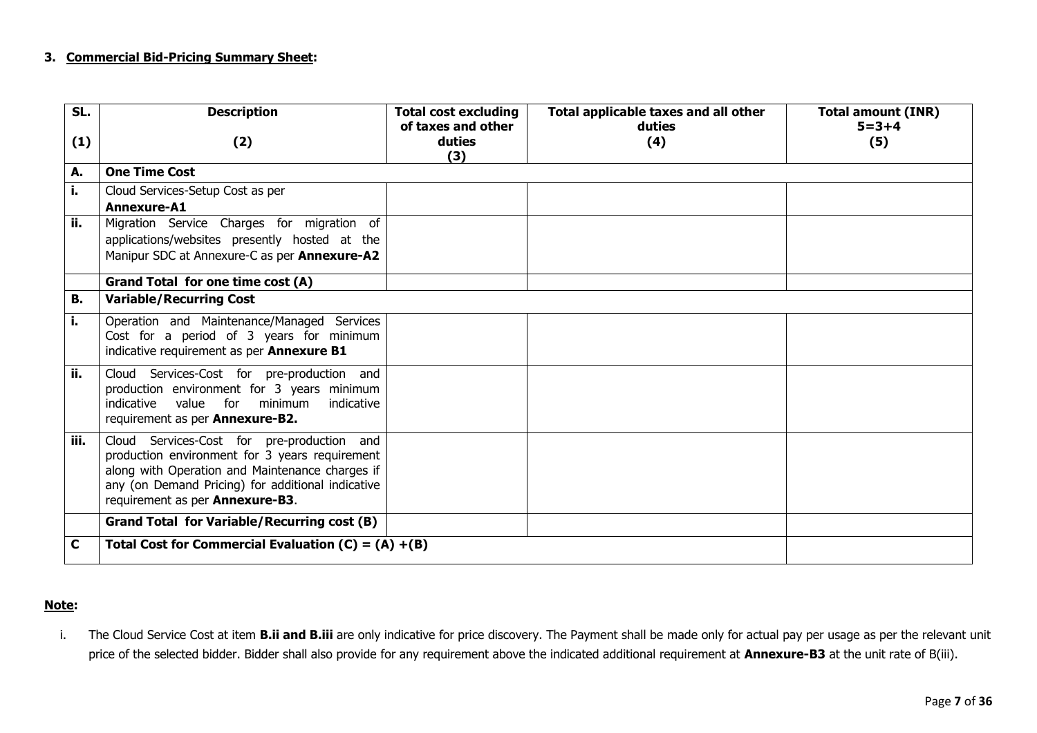### 3. **Commercial Bid-Pricing Summary Sheet:**

| SL.<br>(1) | Description<br>(2) | Total cost excluding of taxes and other duties<br>(3) | Total applicable taxes and all other duties<br>(4) | Total amount (INR)<br>5=3+4<br>(5) |
|---|---|---|---|---|
| **A.** | **One Time Cost** | | | |
| **i.** | Cloud Services-Setup Cost as per **Annexure-A1** | | | |
| **ii.** | Migration Service Charges for migration of applications/websites presently hosted at the Manipur SDC at Annexure-C as per **Annexure-A2** | | | |
| | **Grand Total for one time cost (A)** | | | |
| **B.** | **Variable/Recurring Cost** | | | |
| **i.** | Operation and Maintenance/Managed Services Cost for a period of 3 years for minimum indicative requirement as per **Annexure B1** | | | |
| **ii.** | Cloud Services-Cost for pre-production and production environment for 3 years minimum indicative value for minimum indicative requirement as per **Annexure-B2.** | | | |
| **iii.** | Cloud Services-Cost for pre-production and production environment for 3 years requirement along with Operation and Maintenance charges if any (on Demand Pricing) for additional indicative requirement as per **Annexure-B3**. | | | |
| | **Grand Total for Variable/Recurring cost (B)** | | | |
| **C** | **Total Cost for Commercial Evaluation (C) = (A) +(B)** | | | |

**Note:**

i. The Cloud Service Cost at item **B.ii and B.iii** are only indicative for price discovery. The Payment shall be made only for actual pay per usage as per the relevant unit price of the selected bidder. Bidder shall also provide for any requirement above the indicated additional requirement at **Annexure-B3** at the unit rate of B(iii).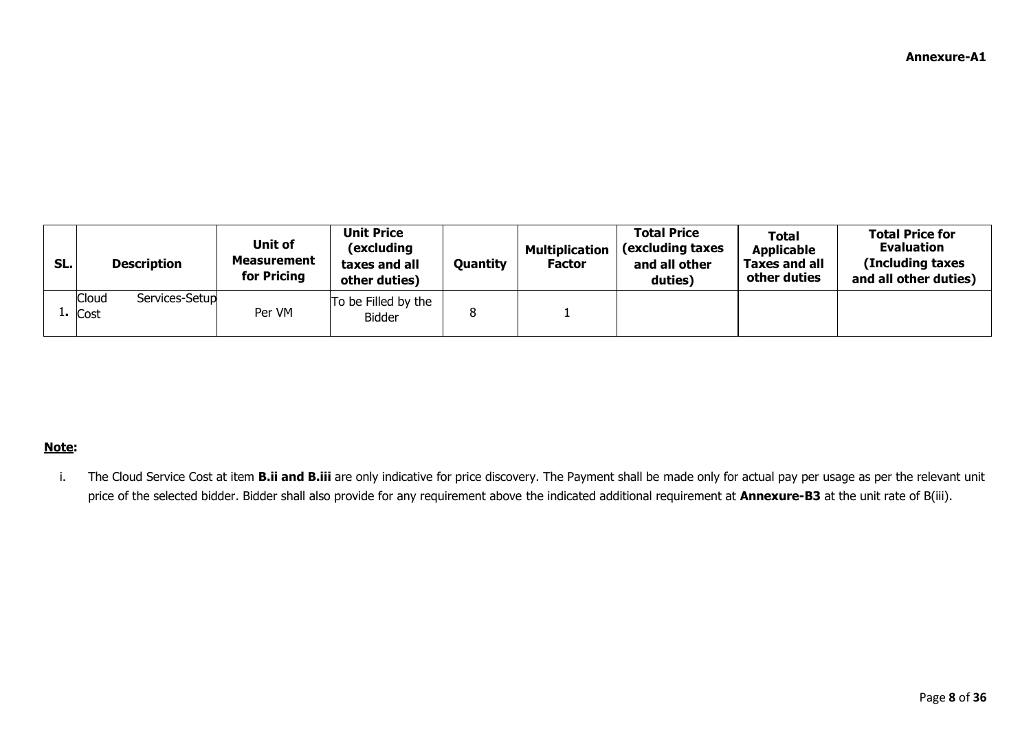**Annexure-A1**

| SL. | Description | Unit of Measurement for Pricing | Unit Price (excluding taxes and all other duties) | Quantity | Multiplication Factor | Total Price (excluding taxes and all other duties) | Total Applicable Taxes and all other duties | Total Price for Evaluation (Including taxes and all other duties) |
|---|---|---|---|---|---|---|---|---|
| 1. | Cloud Services-Setup Cost | Per VM | To be Filled by the Bidder | 8 | 1 | | | |

**Note:**

i. The Cloud Service Cost at item **B.ii and B.iii** are only indicative for price discovery. The Payment shall be made only for actual pay per usage as per the relevant unit price of the selected bidder. Bidder shall also provide for any requirement above the indicated additional requirement at **Annexure-B3** at the unit rate of B(iii).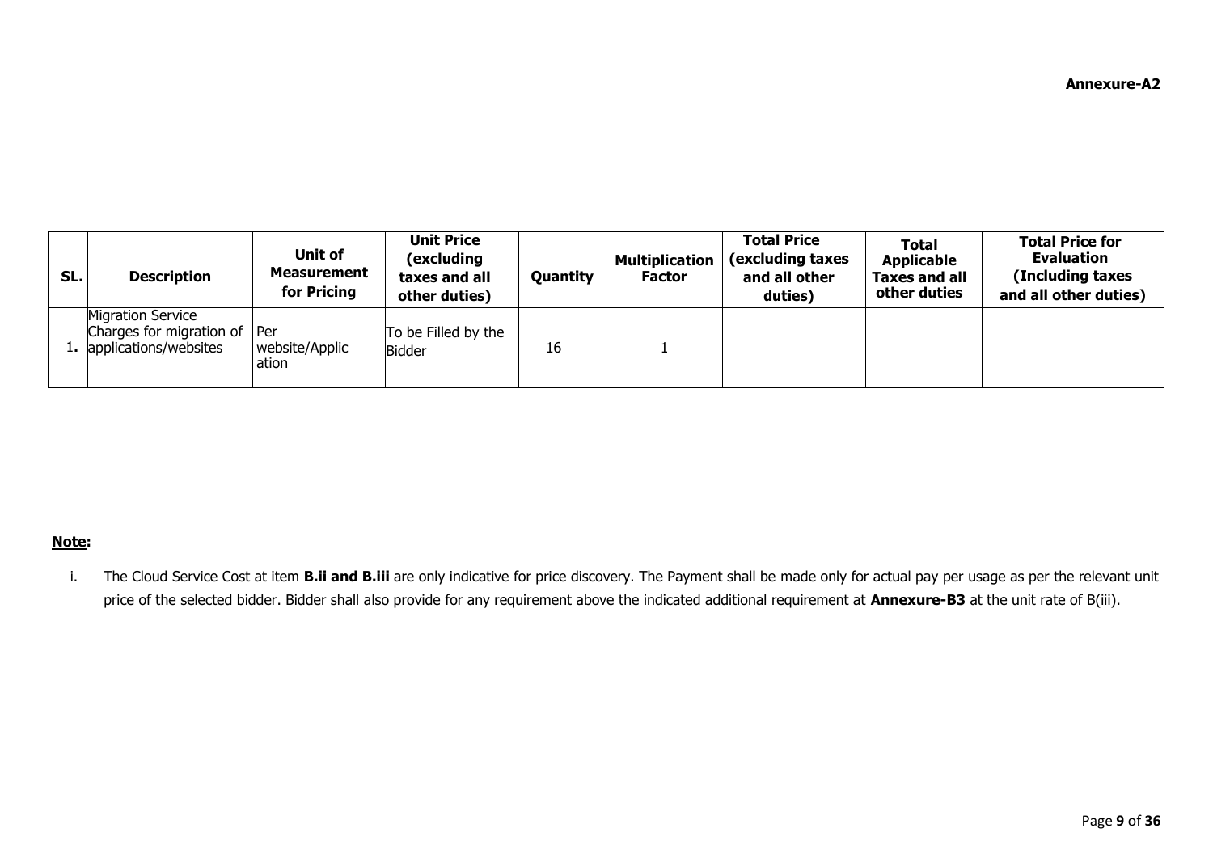**Annexure-A2**

| SL. | Description | Unit of Measurement for Pricing | Unit Price (excluding taxes and all other duties) | Quantity | Multiplication Factor | Total Price (excluding taxes and all other duties) | Total Applicable Taxes and all other duties | Total Price for Evaluation (Including taxes and all other duties) |
|---|---|---|---|---|---|---|---|---|
| 1. | Migration Service Charges for migration of applications/websites | Per website/Application | To be Filled by the Bidder | 16 | 1 | | | |

**Note:**

i. The Cloud Service Cost at item **B.ii and B.iii** are only indicative for price discovery. The Payment shall be made only for actual pay per usage as per the relevant unit price of the selected bidder. Bidder shall also provide for any requirement above the indicated additional requirement at **Annexure-B3** at the unit rate of B(iii).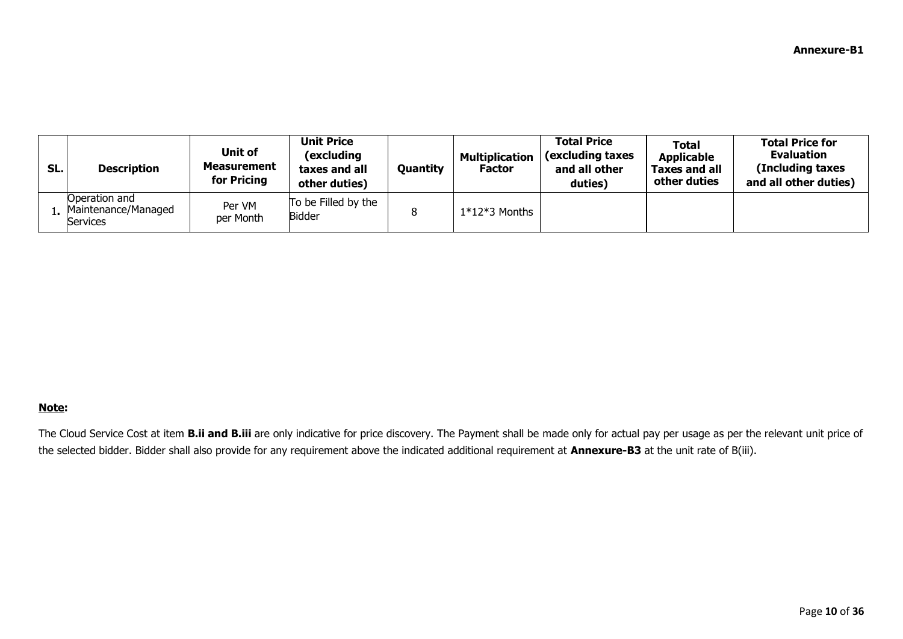**Annexure-B1**

| SL. | Description | Unit of Measurement for Pricing | Unit Price (excluding taxes and all other duties) | Quantity | Multiplication Factor | Total Price (excluding taxes and all other duties) | Total Applicable Taxes and all other duties | Total Price for Evaluation (Including taxes and all other duties) |
|---|---|---|---|---|---|---|---|---|
| 1. | Operation and Maintenance/Managed Services | Per VM per Month | To be Filled by the Bidder | 8 | 1*12*3 Months | | | |

**<u>Note</u>:**

The Cloud Service Cost at item **B.ii and B.iii** are only indicative for price discovery. The Payment shall be made only for actual pay per usage as per the relevant unit price of the selected bidder. Bidder shall also provide for any requirement above the indicated additional requirement at **Annexure-B3** at the unit rate of B(iii).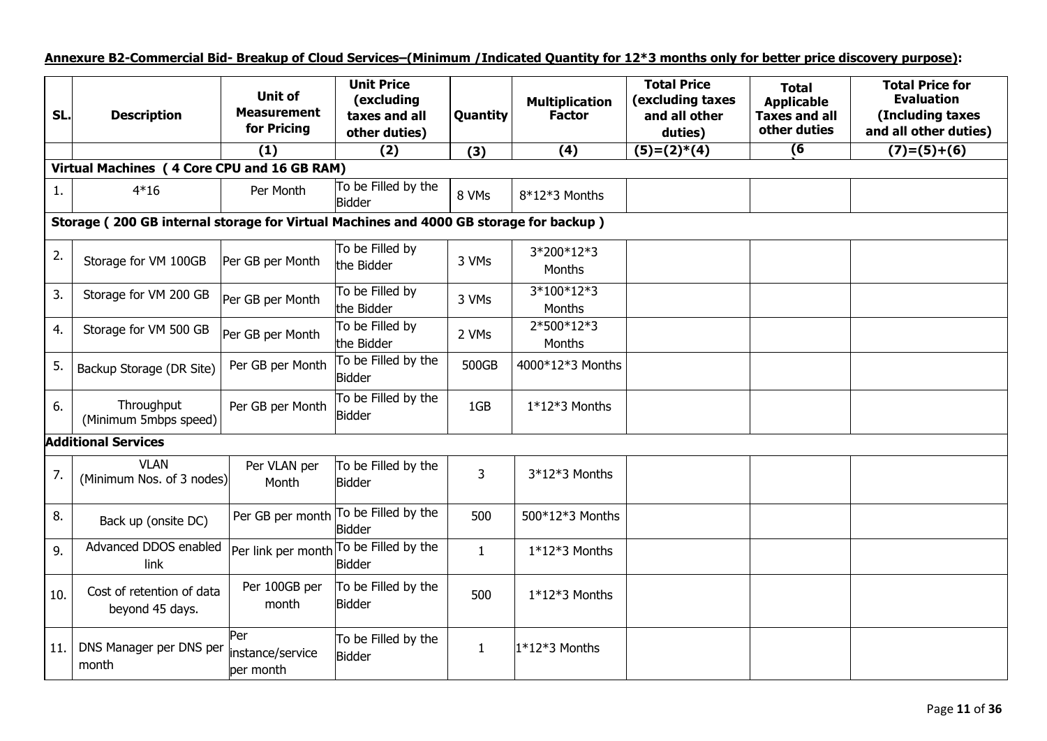**Annexure B2-Commercial Bid- Breakup of Cloud Services–(Minimum /Indicated Quantity for 12*3 months only for better price discovery purpose):**

| SL. | Description | Unit of Measurement for Pricing | Unit Price (excluding taxes and all other duties) | Quantity | Multiplication Factor | Total Price (excluding taxes and all other duties) | Total Applicable Taxes and all other duties | Total Price for Evaluation (Including taxes and all other duties) |
|---|---|---|---|---|---|---|---|---|
| | | (1) | (2) | (3) | (4) | (5)=(2)*(4) | (6) | (7)=(5)+(6) |
| **Virtual Machines ( 4 Core CPU and 16 GB RAM)** | | | | | | | | |
| 1. | 4*16 | Per Month | To be Filled by the Bidder | 8 VMs | 8*12*3 Months | | | |
| **Storage ( 200 GB internal storage for Virtual Machines and 4000 GB storage for backup )** | | | | | | | | |
| 2. | Storage for VM 100GB | Per GB per Month | To be Filled by the Bidder | 3 VMs | 3*200*12*3 Months | | | |
| 3. | Storage for VM 200 GB | Per GB per Month | To be Filled by the Bidder | 3 VMs | 3*100*12*3 Months | | | |
| 4. | Storage for VM 500 GB | Per GB per Month | To be Filled by the Bidder | 2 VMs | 2*500*12*3 Months | | | |
| 5. | Backup Storage (DR Site) | Per GB per Month | To be Filled by the Bidder | 500GB | 4000*12*3 Months | | | |
| 6. | Throughput (Minimum 5mbps speed) | Per GB per Month | To be Filled by the Bidder | 1GB | 1*12*3 Months | | | |
| **Additional Services** | | | | | | | | |
| 7. | VLAN (Minimum Nos. of 3 nodes) | Per VLAN per Month | To be Filled by the Bidder | 3 | 3*12*3 Months | | | |
| 8. | Back up (onsite DC) | Per GB per month | To be Filled by the Bidder | 500 | 500*12*3 Months | | | |
| 9. | Advanced DDOS enabled link | Per link per month | To be Filled by the Bidder | 1 | 1*12*3 Months | | | |
| 10. | Cost of retention of data beyond 45 days. | Per 100GB per month | To be Filled by the Bidder | 500 | 1*12*3 Months | | | |
| 11. | DNS Manager per DNS per month | Per instance/service per month | To be Filled by the Bidder | 1 | 1*12*3 Months | | | |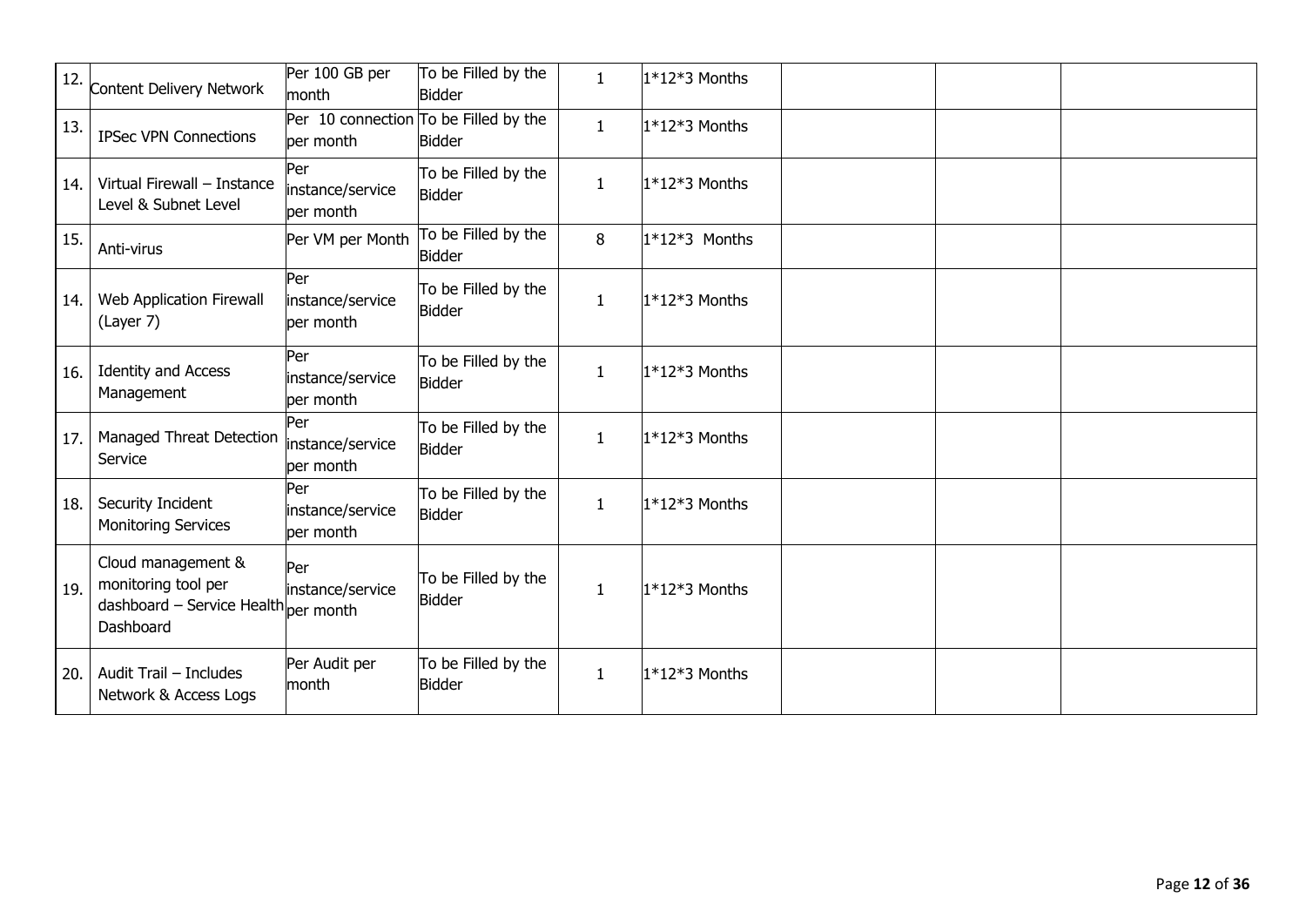| 12. | Content Delivery Network | Per 100 GB per month | To be Filled by the Bidder | 1 | 1*12*3 Months | | | |
|---|---|---|---|---|---|---|---|---|
| 13. | IPSec VPN Connections | Per 10 connection per month | To be Filled by the Bidder | 1 | 1*12*3 Months | | | |
| 14. | Virtual Firewall – Instance Level & Subnet Level | Per instance/service per month | To be Filled by the Bidder | 1 | 1*12*3 Months | | | |
| 15. | Anti-virus | Per VM per Month | To be Filled by the Bidder | 8 | 1*12*3 Months | | | |
| 14. | Web Application Firewall (Layer 7) | Per instance/service per month | To be Filled by the Bidder | 1 | 1*12*3 Months | | | |
| 16. | Identity and Access Management | Per instance/service per month | To be Filled by the Bidder | 1 | 1*12*3 Months | | | |
| 17. | Managed Threat Detection Service | Per instance/service per month | To be Filled by the Bidder | 1 | 1*12*3 Months | | | |
| 18. | Security Incident Monitoring Services | Per instance/service per month | To be Filled by the Bidder | 1 | 1*12*3 Months | | | |
| 19. | Cloud management & monitoring tool per dashboard – Service Health Dashboard | Per instance/service per month | To be Filled by the Bidder | 1 | 1*12*3 Months | | | |
| 20. | Audit Trail – Includes Network & Access Logs | Per Audit per month | To be Filled by the Bidder | 1 | 1*12*3 Months | | | |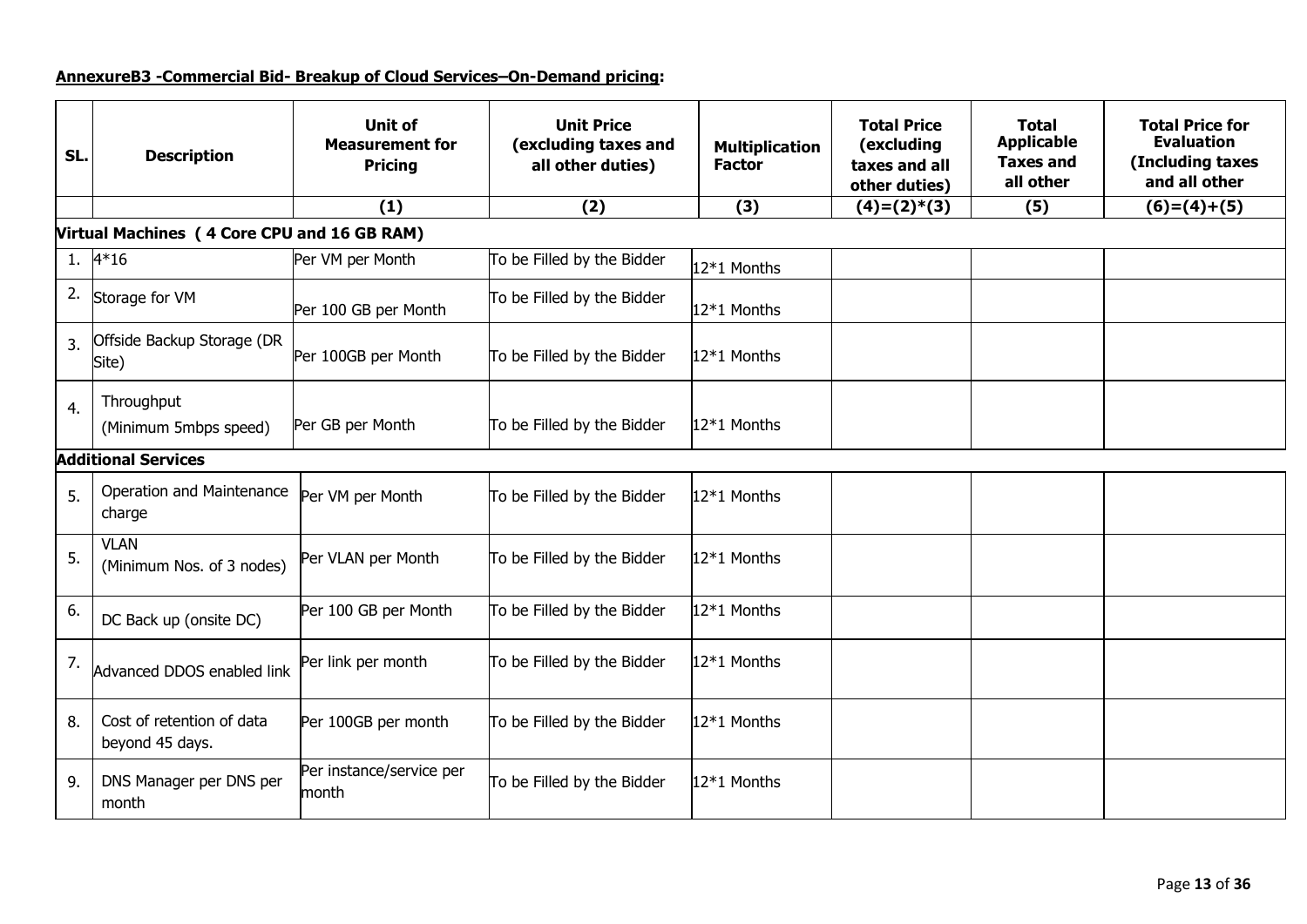**AnnexureB3 -Commercial Bid- Breakup of Cloud Services–On-Demand pricing:**

| SL. | Description | Unit of Measurement for Pricing | Unit Price (excluding taxes and all other duties) | Multiplication Factor | Total Price (excluding taxes and all other duties) | Total Applicable Taxes and all other | Total Price for Evaluation (Including taxes and all other |
|---|---|---|---|---|---|---|---|
| | | (1) | (2) | (3) | (4)=(2)*(3) | (5) | (6)=(4)+(5) |
| **Virtual Machines ( 4 Core CPU and 16 GB RAM)** | | | | | | | |
| 1. | 4*16 | Per VM per Month | To be Filled by the Bidder | 12*1 Months | | | |
| 2. | Storage for VM | Per 100 GB per Month | To be Filled by the Bidder | 12*1 Months | | | |
| 3. | Offside Backup Storage (DR Site) | Per 100GB per Month | To be Filled by the Bidder | 12*1 Months | | | |
| 4. | Throughput (Minimum 5mbps speed) | Per GB per Month | To be Filled by the Bidder | 12*1 Months | | | |
| **Additional Services** | | | | | | | |
| 5. | Operation and Maintenance charge | Per VM per Month | To be Filled by the Bidder | 12*1 Months | | | |
| 5. | VLAN (Minimum Nos. of 3 nodes) | Per VLAN per Month | To be Filled by the Bidder | 12*1 Months | | | |
| 6. | DC Back up (onsite DC) | Per 100 GB per Month | To be Filled by the Bidder | 12*1 Months | | | |
| 7. | Advanced DDOS enabled link | Per link per month | To be Filled by the Bidder | 12*1 Months | | | |
| 8. | Cost of retention of data beyond 45 days. | Per 100GB per month | To be Filled by the Bidder | 12*1 Months | | | |
| 9. | DNS Manager per DNS per month | Per instance/service per month | To be Filled by the Bidder | 12*1 Months | | | |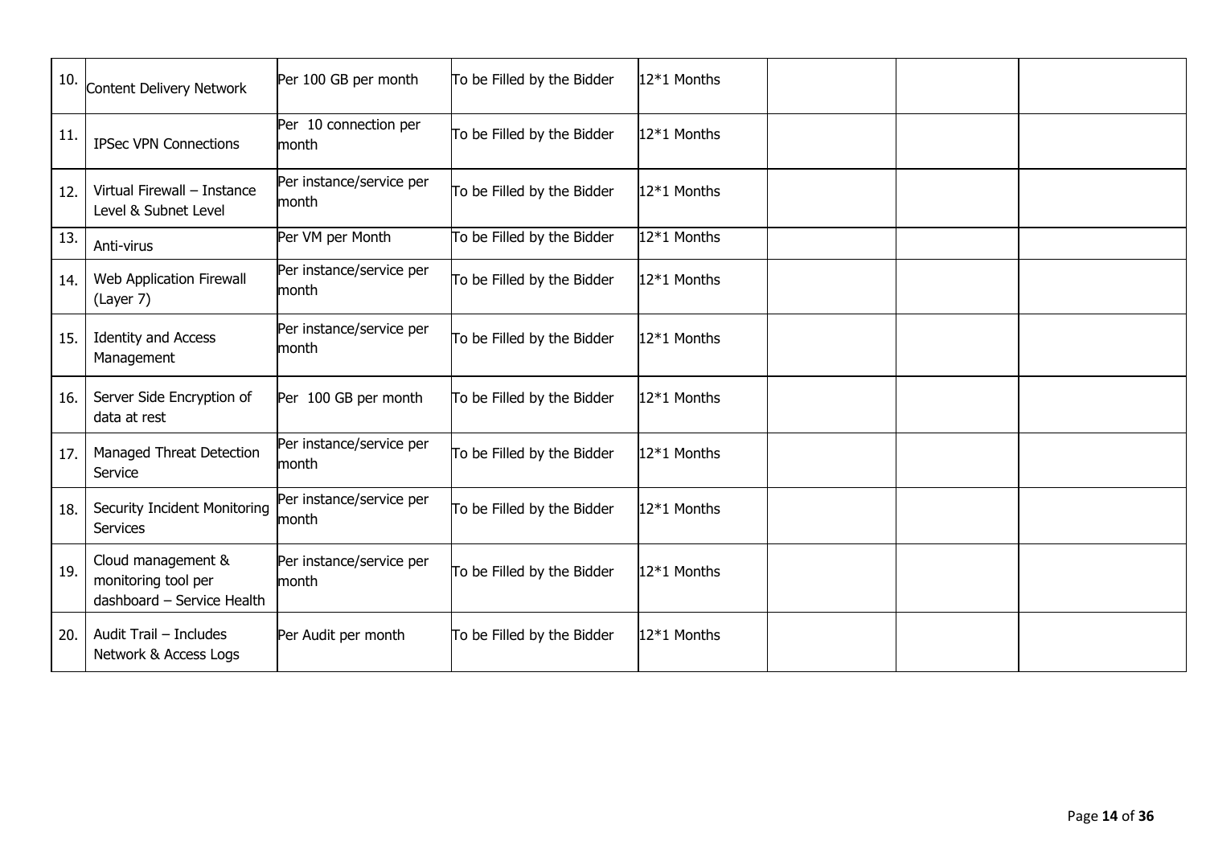| | | | | | | | |
|---|---|---|---|---|---|---|---|
| 10. | Content Delivery Network | Per 100 GB per month | To be Filled by the Bidder | 12*1 Months | | | |
| 11. | IPSec VPN Connections | Per 10 connection per month | To be Filled by the Bidder | 12*1 Months | | | |
| 12. | Virtual Firewall – Instance Level & Subnet Level | Per instance/service per month | To be Filled by the Bidder | 12*1 Months | | | |
| 13. | Anti-virus | Per VM per Month | To be Filled by the Bidder | 12*1 Months | | | |
| 14. | Web Application Firewall (Layer 7) | Per instance/service per month | To be Filled by the Bidder | 12*1 Months | | | |
| 15. | Identity and Access Management | Per instance/service per month | To be Filled by the Bidder | 12*1 Months | | | |
| 16. | Server Side Encryption of data at rest | Per 100 GB per month | To be Filled by the Bidder | 12*1 Months | | | |
| 17. | Managed Threat Detection Service | Per instance/service per month | To be Filled by the Bidder | 12*1 Months | | | |
| 18. | Security Incident Monitoring Services | Per instance/service per month | To be Filled by the Bidder | 12*1 Months | | | |
| 19. | Cloud management & monitoring tool per dashboard – Service Health | Per instance/service per month | To be Filled by the Bidder | 12*1 Months | | | |
| 20. | Audit Trail – Includes Network & Access Logs | Per Audit per month | To be Filled by the Bidder | 12*1 Months | | | |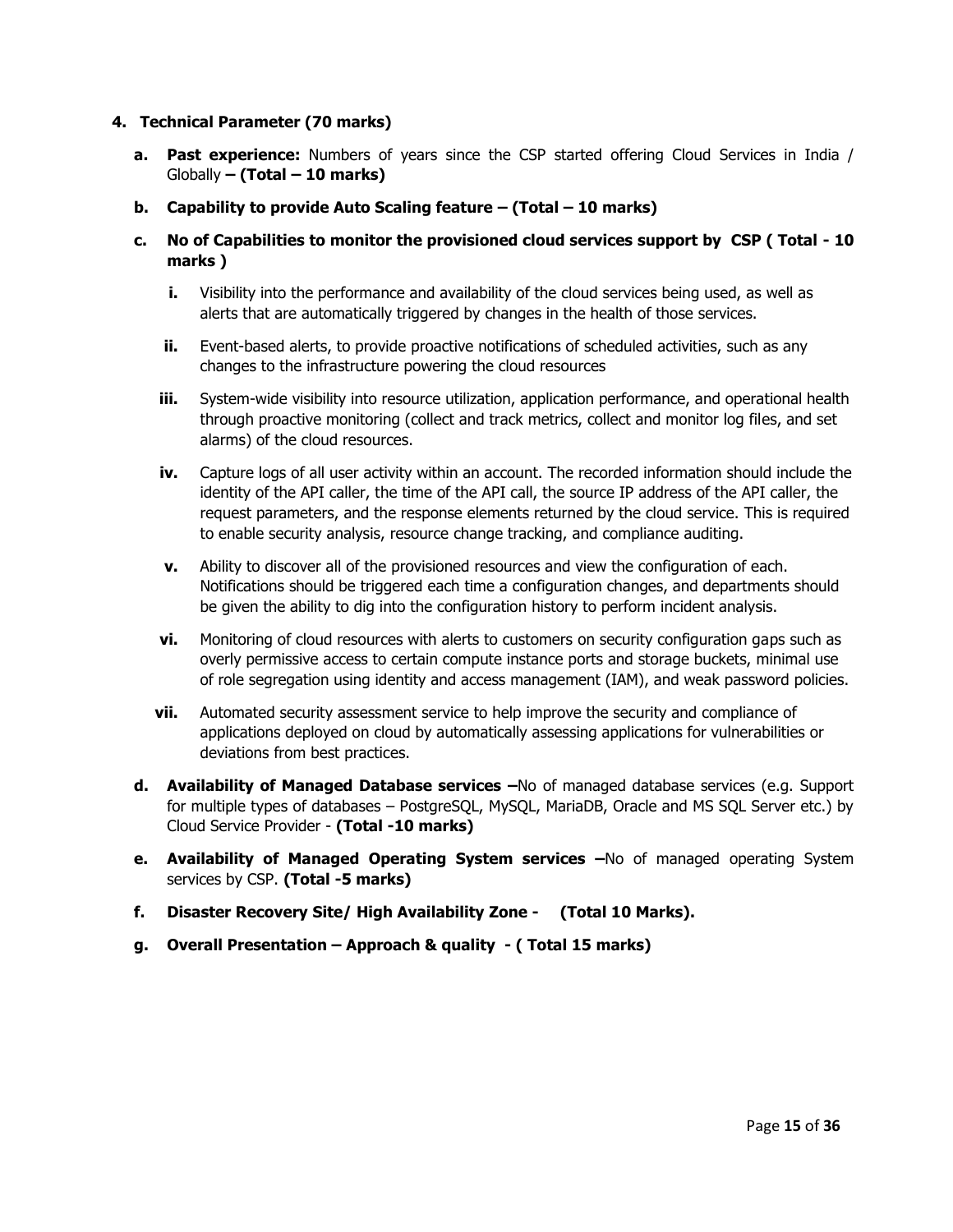## 4. Technical Parameter (70 marks)

a. **Past experience:** Numbers of years since the CSP started offering Cloud Services in India / Globally **– (Total – 10 marks)**

b. **Capability to provide Auto Scaling feature – (Total – 10 marks)**

c. **No of Capabilities to monitor the provisioned cloud services support by CSP ( Total - 10 marks )**

   i. Visibility into the performance and availability of the cloud services being used, as well as alerts that are automatically triggered by changes in the health of those services.

   ii. Event-based alerts, to provide proactive notifications of scheduled activities, such as any changes to the infrastructure powering the cloud resources

   iii. System-wide visibility into resource utilization, application performance, and operational health through proactive monitoring (collect and track metrics, collect and monitor log files, and set alarms) of the cloud resources.

   iv. Capture logs of all user activity within an account. The recorded information should include the identity of the API caller, the time of the API call, the source IP address of the API caller, the request parameters, and the response elements returned by the cloud service. This is required to enable security analysis, resource change tracking, and compliance auditing.

   v. Ability to discover all of the provisioned resources and view the configuration of each. Notifications should be triggered each time a configuration changes, and departments should be given the ability to dig into the configuration history to perform incident analysis.

   vi. Monitoring of cloud resources with alerts to customers on security configuration gaps such as overly permissive access to certain compute instance ports and storage buckets, minimal use of role segregation using identity and access management (IAM), and weak password policies.

   vii. Automated security assessment service to help improve the security and compliance of applications deployed on cloud by automatically assessing applications for vulnerabilities or deviations from best practices.

d. **Availability of Managed Database services –** No of managed database services (e.g. Support for multiple types of databases – PostgreSQL, MySQL, MariaDB, Oracle and MS SQL Server etc.) by Cloud Service Provider - **(Total -10 marks)**

e. **Availability of Managed Operating System services –** No of managed operating System services by CSP. **(Total -5 marks)**

f. **Disaster Recovery Site/ High Availability Zone - (Total 10 Marks).**

g. **Overall Presentation – Approach & quality - ( Total 15 marks)**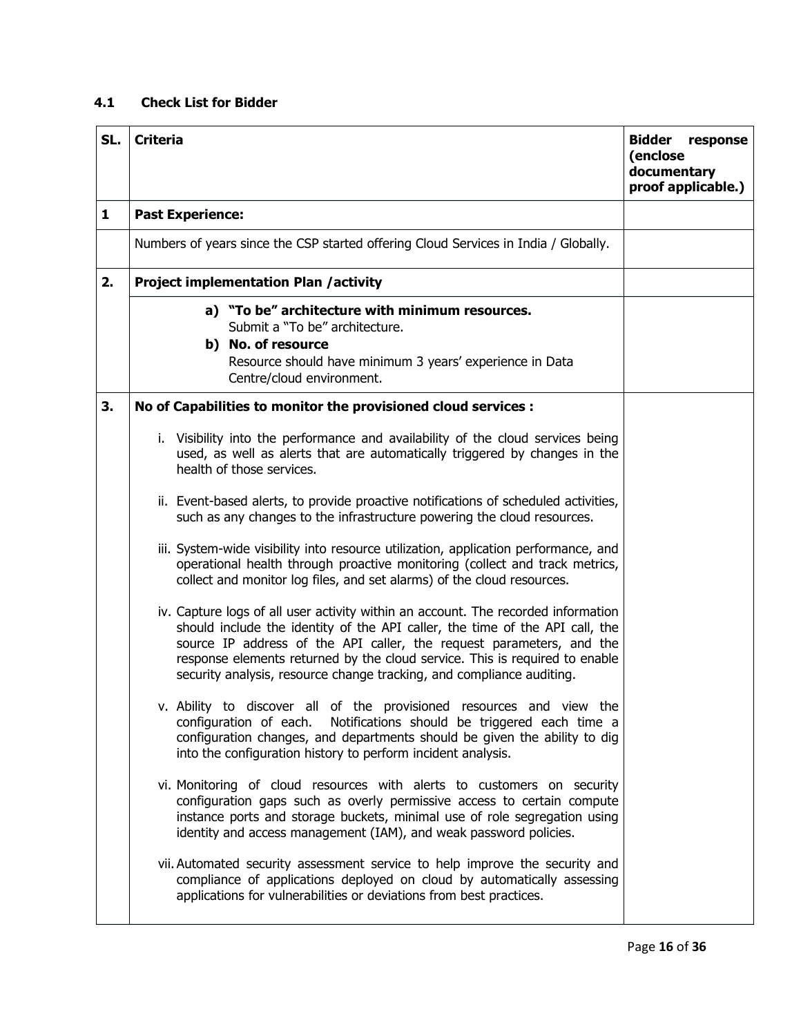### 4.1 Check List for Bidder

| SL. | Criteria | Bidder response (enclose documentary proof applicable.) |
|---|---|---|
| **1** | **Past Experience:** | |
| | Numbers of years since the CSP started offering Cloud Services in India / Globally. | |
| **2.** | **Project implementation Plan /activity** | |
| | **a) "To be" architecture with minimum resources.** Submit a "To be" architecture. <br> **b) No. of resource** Resource should have minimum 3 years' experience in Data Centre/cloud environment. | |
| **3.** | **No of Capabilities to monitor the provisioned cloud services :** <br><br> i. Visibility into the performance and availability of the cloud services being used, as well as alerts that are automatically triggered by changes in the health of those services. <br><br> ii. Event-based alerts, to provide proactive notifications of scheduled activities, such as any changes to the infrastructure powering the cloud resources. <br><br> iii. System-wide visibility into resource utilization, application performance, and operational health through proactive monitoring (collect and track metrics, collect and monitor log files, and set alarms) of the cloud resources. <br><br> iv. Capture logs of all user activity within an account. The recorded information should include the identity of the API caller, the time of the API call, the source IP address of the API caller, the request parameters, and the response elements returned by the cloud service. This is required to enable security analysis, resource change tracking, and compliance auditing. <br><br> v. Ability to discover all of the provisioned resources and view the configuration of each. Notifications should be triggered each time a configuration changes, and departments should be given the ability to dig into the configuration history to perform incident analysis. <br><br> vi. Monitoring of cloud resources with alerts to customers on security configuration gaps such as overly permissive access to certain compute instance ports and storage buckets, minimal use of role segregation using identity and access management (IAM), and weak password policies. <br><br> vii. Automated security assessment service to help improve the security and compliance of applications deployed on cloud by automatically assessing applications for vulnerabilities or deviations from best practices. | |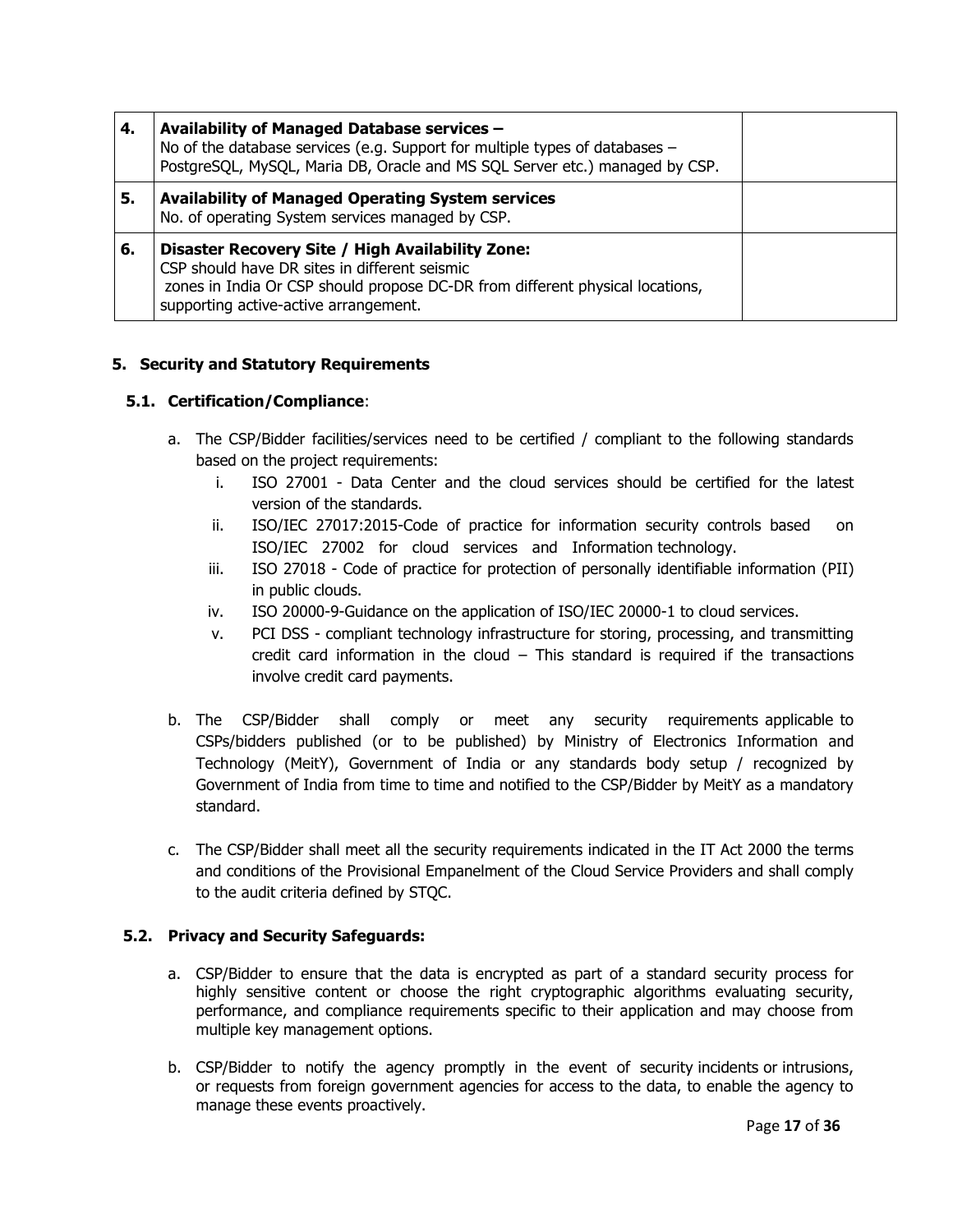| 4. | **Availability of Managed Database services –**<br>No of the database services (e.g. Support for multiple types of databases – PostgreSQL, MySQL, Maria DB, Oracle and MS SQL Server etc.) managed by CSP. | |
|---|---|---|
| 5. | **Availability of Managed Operating System services**<br>No. of operating System services managed by CSP. | |
| 6. | **Disaster Recovery Site / High Availability Zone:**<br>CSP should have DR sites in different seismic zones in India Or CSP should propose DC-DR from different physical locations, supporting active-active arrangement. | |

## 5. Security and Statutory Requirements

### 5.1. Certification/Compliance:

a. The CSP/Bidder facilities/services need to be certified / compliant to the following standards based on the project requirements:

   i. ISO 27001 - Data Center and the cloud services should be certified for the latest version of the standards.

   ii. ISO/IEC 27017:2015-Code of practice for information security controls based on ISO/IEC 27002 for cloud services and Information technology.

   iii. ISO 27018 - Code of practice for protection of personally identifiable information (PII) in public clouds.

   iv. ISO 20000-9-Guidance on the application of ISO/IEC 20000-1 to cloud services.

   v. PCI DSS - compliant technology infrastructure for storing, processing, and transmitting credit card information in the cloud – This standard is required if the transactions involve credit card payments.

b. The CSP/Bidder shall comply or meet any security requirements applicable to CSPs/bidders published (or to be published) by Ministry of Electronics Information and Technology (MeitY), Government of India or any standards body setup / recognized by Government of India from time to time and notified to the CSP/Bidder by MeitY as a mandatory standard.

c. The CSP/Bidder shall meet all the security requirements indicated in the IT Act 2000 the terms and conditions of the Provisional Empanelment of the Cloud Service Providers and shall comply to the audit criteria defined by STQC.

### 5.2. Privacy and Security Safeguards:

a. CSP/Bidder to ensure that the data is encrypted as part of a standard security process for highly sensitive content or choose the right cryptographic algorithms evaluating security, performance, and compliance requirements specific to their application and may choose from multiple key management options.

b. CSP/Bidder to notify the agency promptly in the event of security incidents or intrusions, or requests from foreign government agencies for access to the data, to enable the agency to manage these events proactively.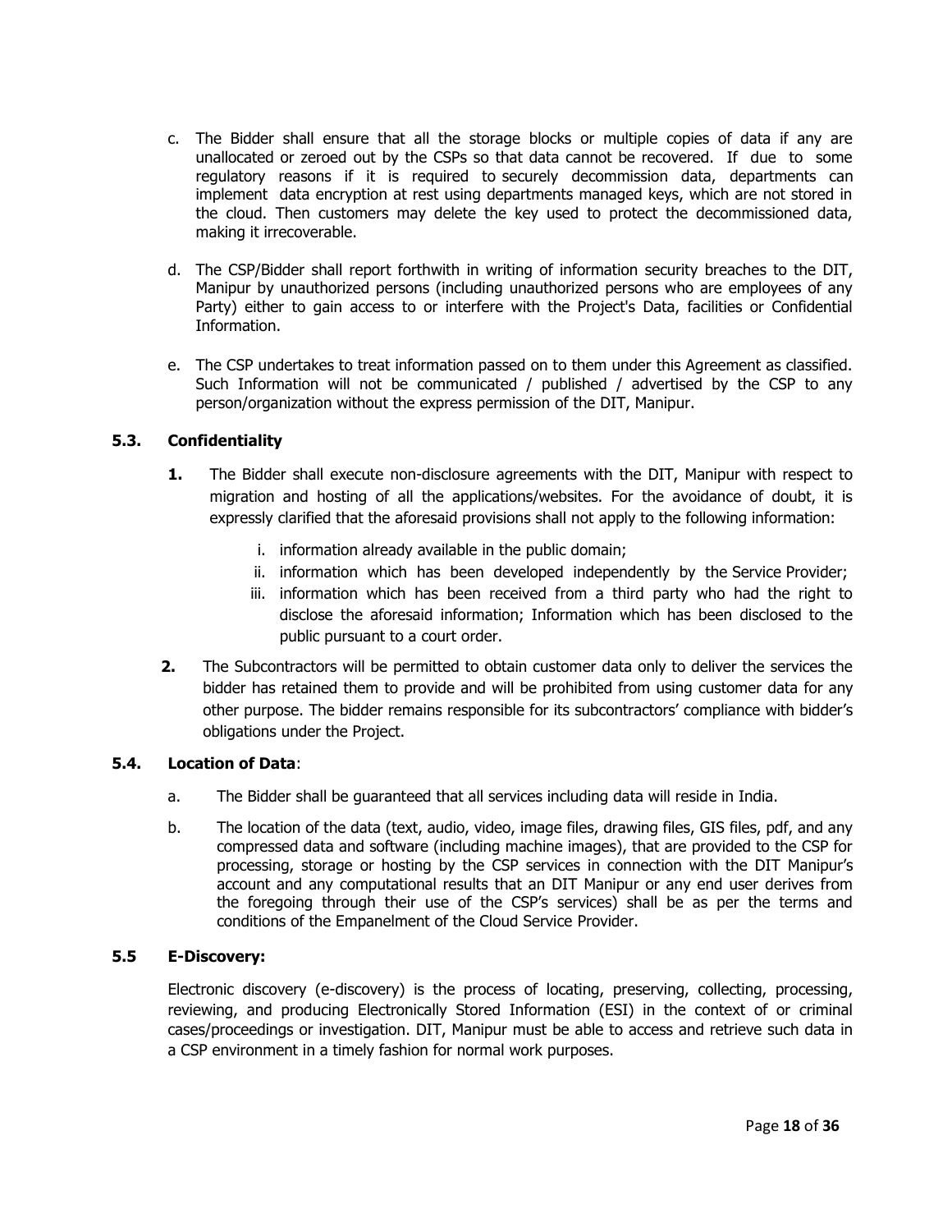c. The Bidder shall ensure that all the storage blocks or multiple copies of data if any are unallocated or zeroed out by the CSPs so that data cannot be recovered. If due to some regulatory reasons if it is required to securely decommission data, departments can implement data encryption at rest using departments managed keys, which are not stored in the cloud. Then customers may delete the key used to protect the decommissioned data, making it irrecoverable.

d. The CSP/Bidder shall report forthwith in writing of information security breaches to the DIT, Manipur by unauthorized persons (including unauthorized persons who are employees of any Party) either to gain access to or interfere with the Project's Data, facilities or Confidential Information.

e. The CSP undertakes to treat information passed on to them under this Agreement as classified. Such Information will not be communicated / published / advertised by the CSP to any person/organization without the express permission of the DIT, Manipur.

### 5.3. Confidentiality

**1.** The Bidder shall execute non-disclosure agreements with the DIT, Manipur with respect to migration and hosting of all the applications/websites. For the avoidance of doubt, it is expressly clarified that the aforesaid provisions shall not apply to the following information:

i. information already available in the public domain;

ii. information which has been developed independently by the Service Provider;

iii. information which has been received from a third party who had the right to disclose the aforesaid information; Information which has been disclosed to the public pursuant to a court order.

**2.** The Subcontractors will be permitted to obtain customer data only to deliver the services the bidder has retained them to provide and will be prohibited from using customer data for any other purpose. The bidder remains responsible for its subcontractors' compliance with bidder's obligations under the Project.

### 5.4. Location of Data:

a. The Bidder shall be guaranteed that all services including data will reside in India.

b. The location of the data (text, audio, video, image files, drawing files, GIS files, pdf, and any compressed data and software (including machine images), that are provided to the CSP for processing, storage or hosting by the CSP services in connection with the DIT Manipur's account and any computational results that an DIT Manipur or any end user derives from the foregoing through their use of the CSP's services) shall be as per the terms and conditions of the Empanelment of the Cloud Service Provider.

### 5.5 E-Discovery:

Electronic discovery (e-discovery) is the process of locating, preserving, collecting, processing, reviewing, and producing Electronically Stored Information (ESI) in the context of or criminal cases/proceedings or investigation. DIT, Manipur must be able to access and retrieve such data in a CSP environment in a timely fashion for normal work purposes.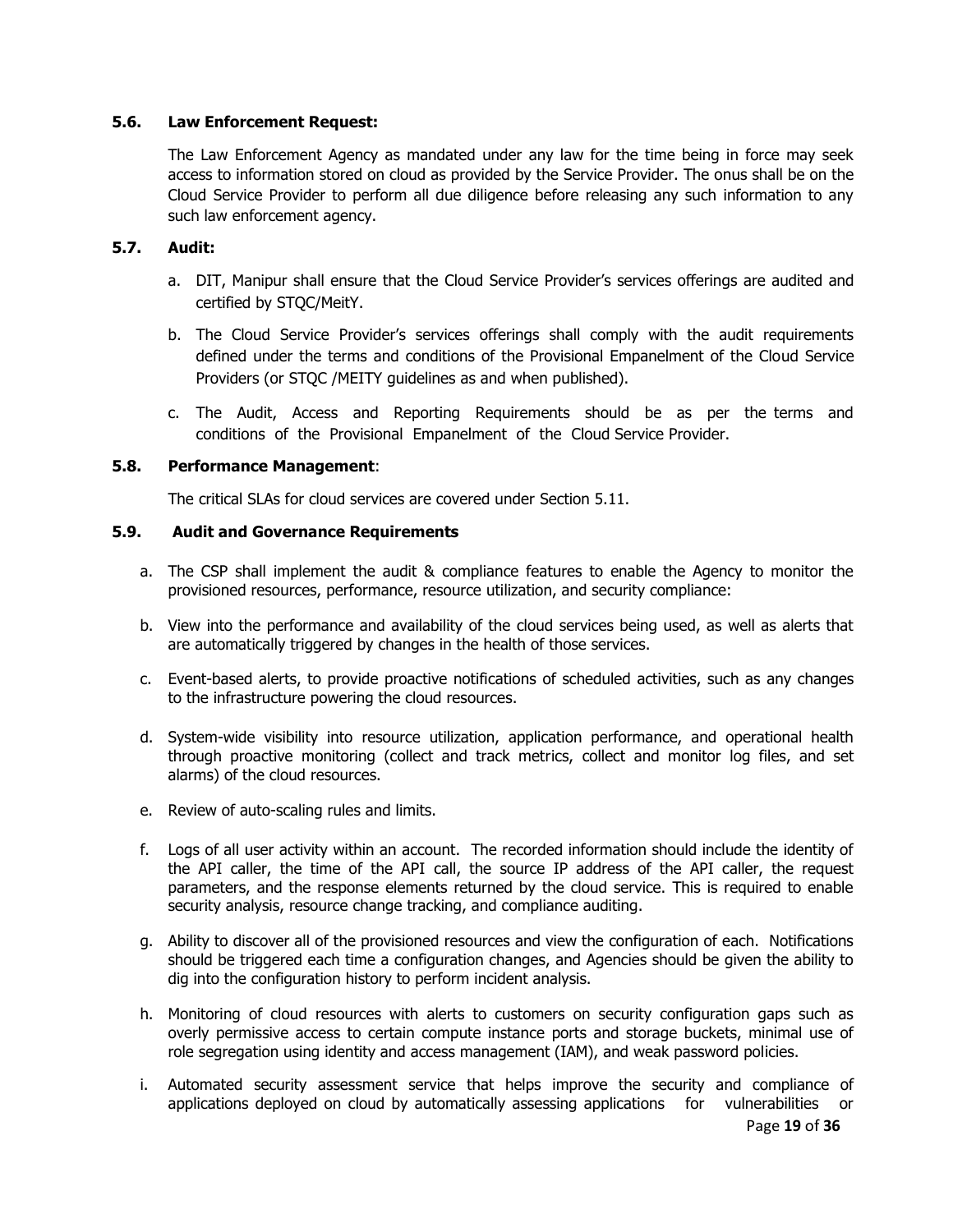### 5.6. Law Enforcement Request:

The Law Enforcement Agency as mandated under any law for the time being in force may seek access to information stored on cloud as provided by the Service Provider. The onus shall be on the Cloud Service Provider to perform all due diligence before releasing any such information to any such law enforcement agency.

### 5.7. Audit:

a. DIT, Manipur shall ensure that the Cloud Service Provider's services offerings are audited and certified by STQC/MeitY.

b. The Cloud Service Provider's services offerings shall comply with the audit requirements defined under the terms and conditions of the Provisional Empanelment of the Cloud Service Providers (or STQC /MEITY guidelines as and when published).

c. The Audit, Access and Reporting Requirements should be as per the terms and conditions of the Provisional Empanelment of the Cloud Service Provider.

### 5.8. Performance Management:

The critical SLAs for cloud services are covered under Section 5.11.

### 5.9. Audit and Governance Requirements

a. The CSP shall implement the audit & compliance features to enable the Agency to monitor the provisioned resources, performance, resource utilization, and security compliance:

b. View into the performance and availability of the cloud services being used, as well as alerts that are automatically triggered by changes in the health of those services.

c. Event-based alerts, to provide proactive notifications of scheduled activities, such as any changes to the infrastructure powering the cloud resources.

d. System-wide visibility into resource utilization, application performance, and operational health through proactive monitoring (collect and track metrics, collect and monitor log files, and set alarms) of the cloud resources.

e. Review of auto-scaling rules and limits.

f. Logs of all user activity within an account. The recorded information should include the identity of the API caller, the time of the API call, the source IP address of the API caller, the request parameters, and the response elements returned by the cloud service. This is required to enable security analysis, resource change tracking, and compliance auditing.

g. Ability to discover all of the provisioned resources and view the configuration of each. Notifications should be triggered each time a configuration changes, and Agencies should be given the ability to dig into the configuration history to perform incident analysis.

h. Monitoring of cloud resources with alerts to customers on security configuration gaps such as overly permissive access to certain compute instance ports and storage buckets, minimal use of role segregation using identity and access management (IAM), and weak password policies.

i. Automated security assessment service that helps improve the security and compliance of applications deployed on cloud by automatically assessing applications for vulnerabilities or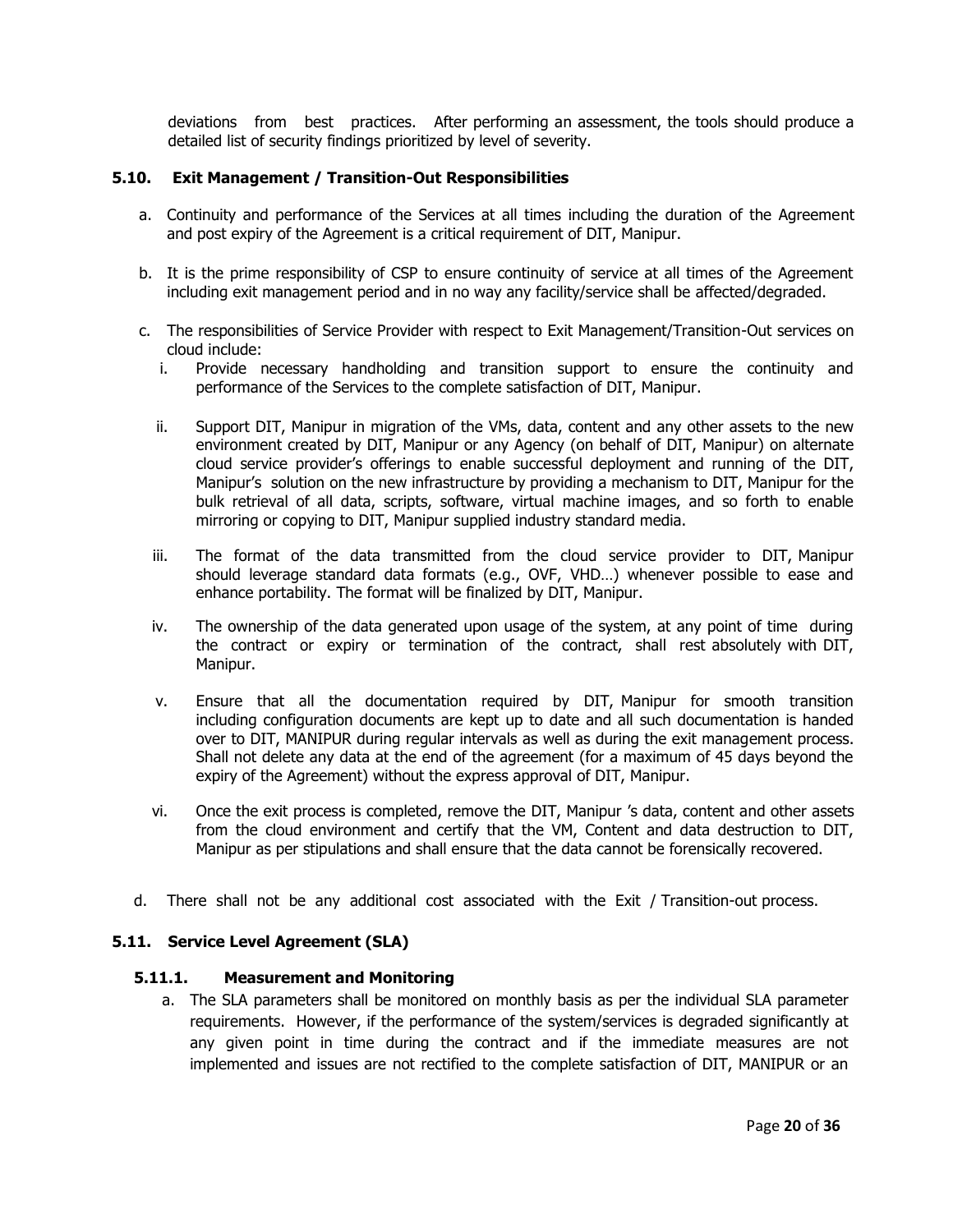deviations from best practices. After performing an assessment, the tools should produce a detailed list of security findings prioritized by level of severity.

### 5.10. Exit Management / Transition-Out Responsibilities

a. Continuity and performance of the Services at all times including the duration of the Agreement and post expiry of the Agreement is a critical requirement of DIT, Manipur.

b. It is the prime responsibility of CSP to ensure continuity of service at all times of the Agreement including exit management period and in no way any facility/service shall be affected/degraded.

c. The responsibilities of Service Provider with respect to Exit Management/Transition-Out services on cloud include:

   i. Provide necessary handholding and transition support to ensure the continuity and performance of the Services to the complete satisfaction of DIT, Manipur.

   ii. Support DIT, Manipur in migration of the VMs, data, content and any other assets to the new environment created by DIT, Manipur or any Agency (on behalf of DIT, Manipur) on alternate cloud service provider's offerings to enable successful deployment and running of the DIT, Manipur's solution on the new infrastructure by providing a mechanism to DIT, Manipur for the bulk retrieval of all data, scripts, software, virtual machine images, and so forth to enable mirroring or copying to DIT, Manipur supplied industry standard media.

   iii. The format of the data transmitted from the cloud service provider to DIT, Manipur should leverage standard data formats (e.g., OVF, VHD…) whenever possible to ease and enhance portability. The format will be finalized by DIT, Manipur.

   iv. The ownership of the data generated upon usage of the system, at any point of time during the contract or expiry or termination of the contract, shall rest absolutely with DIT, Manipur.

   v. Ensure that all the documentation required by DIT, Manipur for smooth transition including configuration documents are kept up to date and all such documentation is handed over to DIT, MANIPUR during regular intervals as well as during the exit management process. Shall not delete any data at the end of the agreement (for a maximum of 45 days beyond the expiry of the Agreement) without the express approval of DIT, Manipur.

   vi. Once the exit process is completed, remove the DIT, Manipur 's data, content and other assets from the cloud environment and certify that the VM, Content and data destruction to DIT, Manipur as per stipulations and shall ensure that the data cannot be forensically recovered.

d. There shall not be any additional cost associated with the Exit / Transition-out process.

### 5.11. Service Level Agreement (SLA)

#### 5.11.1. Measurement and Monitoring

a. The SLA parameters shall be monitored on monthly basis as per the individual SLA parameter requirements. However, if the performance of the system/services is degraded significantly at any given point in time during the contract and if the immediate measures are not implemented and issues are not rectified to the complete satisfaction of DIT, MANIPUR or an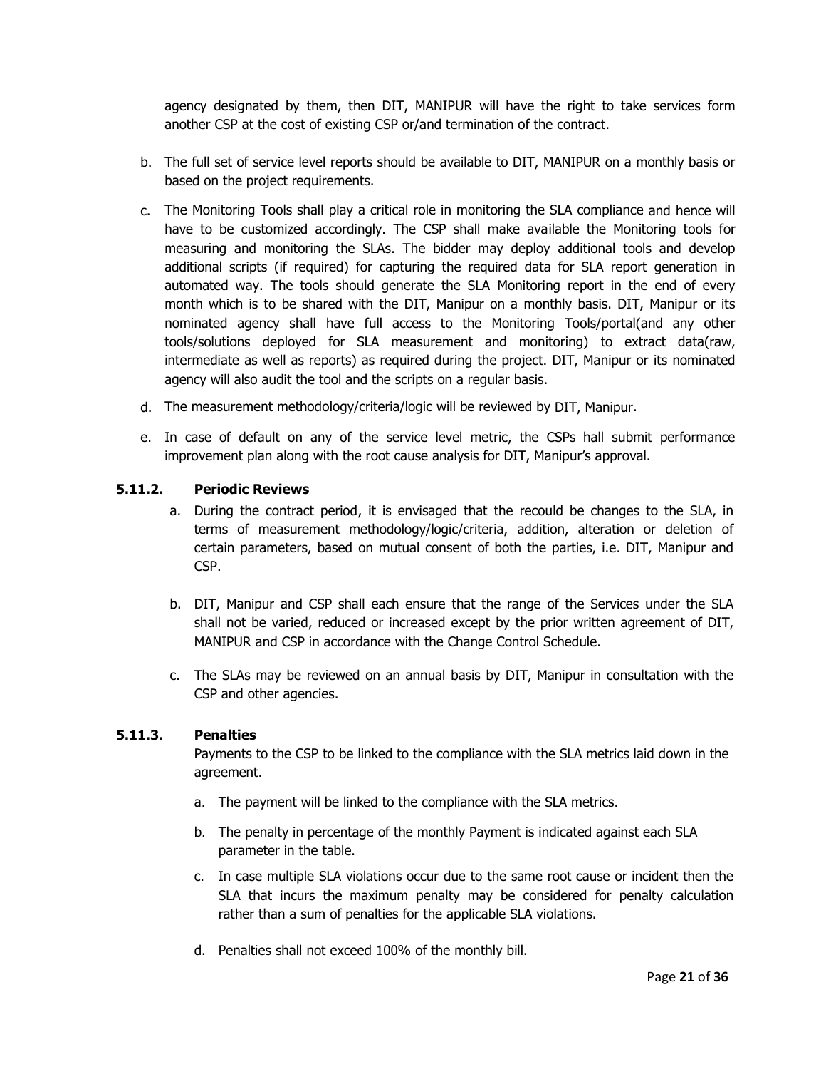agency designated by them, then DIT, MANIPUR will have the right to take services form another CSP at the cost of existing CSP or/and termination of the contract.

b. The full set of service level reports should be available to DIT, MANIPUR on a monthly basis or based on the project requirements.

c. The Monitoring Tools shall play a critical role in monitoring the SLA compliance and hence will have to be customized accordingly. The CSP shall make available the Monitoring tools for measuring and monitoring the SLAs. The bidder may deploy additional tools and develop additional scripts (if required) for capturing the required data for SLA report generation in automated way. The tools should generate the SLA Monitoring report in the end of every month which is to be shared with the DIT, Manipur on a monthly basis. DIT, Manipur or its nominated agency shall have full access to the Monitoring Tools/portal(and any other tools/solutions deployed for SLA measurement and monitoring) to extract data(raw, intermediate as well as reports) as required during the project. DIT, Manipur or its nominated agency will also audit the tool and the scripts on a regular basis.

d. The measurement methodology/criteria/logic will be reviewed by DIT, Manipur.

e. In case of default on any of the service level metric, the CSPs hall submit performance improvement plan along with the root cause analysis for DIT, Manipur's approval.

### 5.11.2. Periodic Reviews

a. During the contract period, it is envisaged that the recould be changes to the SLA, in terms of measurement methodology/logic/criteria, addition, alteration or deletion of certain parameters, based on mutual consent of both the parties, i.e. DIT, Manipur and CSP.

b. DIT, Manipur and CSP shall each ensure that the range of the Services under the SLA shall not be varied, reduced or increased except by the prior written agreement of DIT, MANIPUR and CSP in accordance with the Change Control Schedule.

c. The SLAs may be reviewed on an annual basis by DIT, Manipur in consultation with the CSP and other agencies.

### 5.11.3. Penalties

Payments to the CSP to be linked to the compliance with the SLA metrics laid down in the agreement.

a. The payment will be linked to the compliance with the SLA metrics.

b. The penalty in percentage of the monthly Payment is indicated against each SLA parameter in the table.

c. In case multiple SLA violations occur due to the same root cause or incident then the SLA that incurs the maximum penalty may be considered for penalty calculation rather than a sum of penalties for the applicable SLA violations.

d. Penalties shall not exceed 100% of the monthly bill.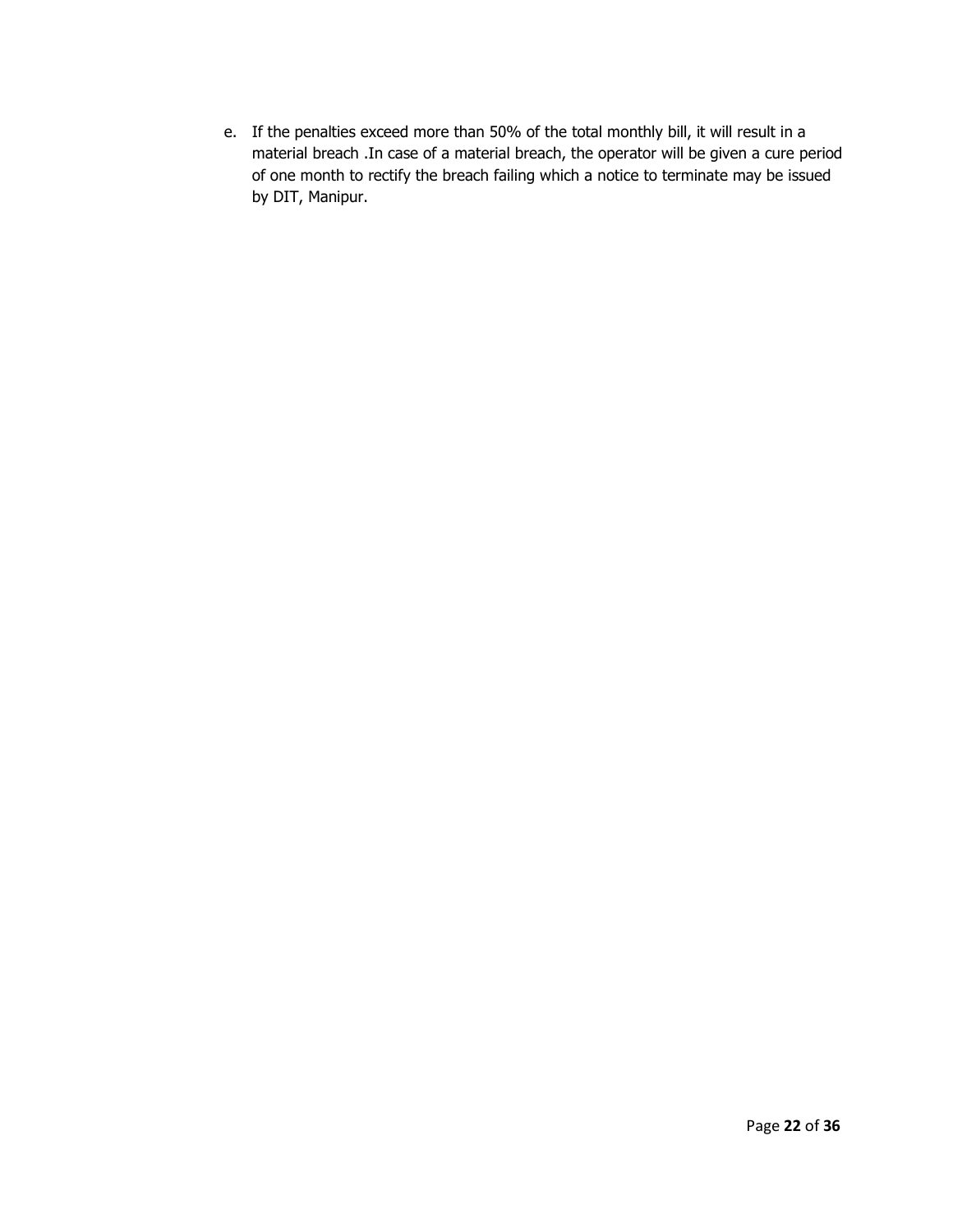e. If the penalties exceed more than 50% of the total monthly bill, it will result in a material breach .In case of a material breach, the operator will be given a cure period of one month to rectify the breach failing which a notice to terminate may be issued by DIT, Manipur.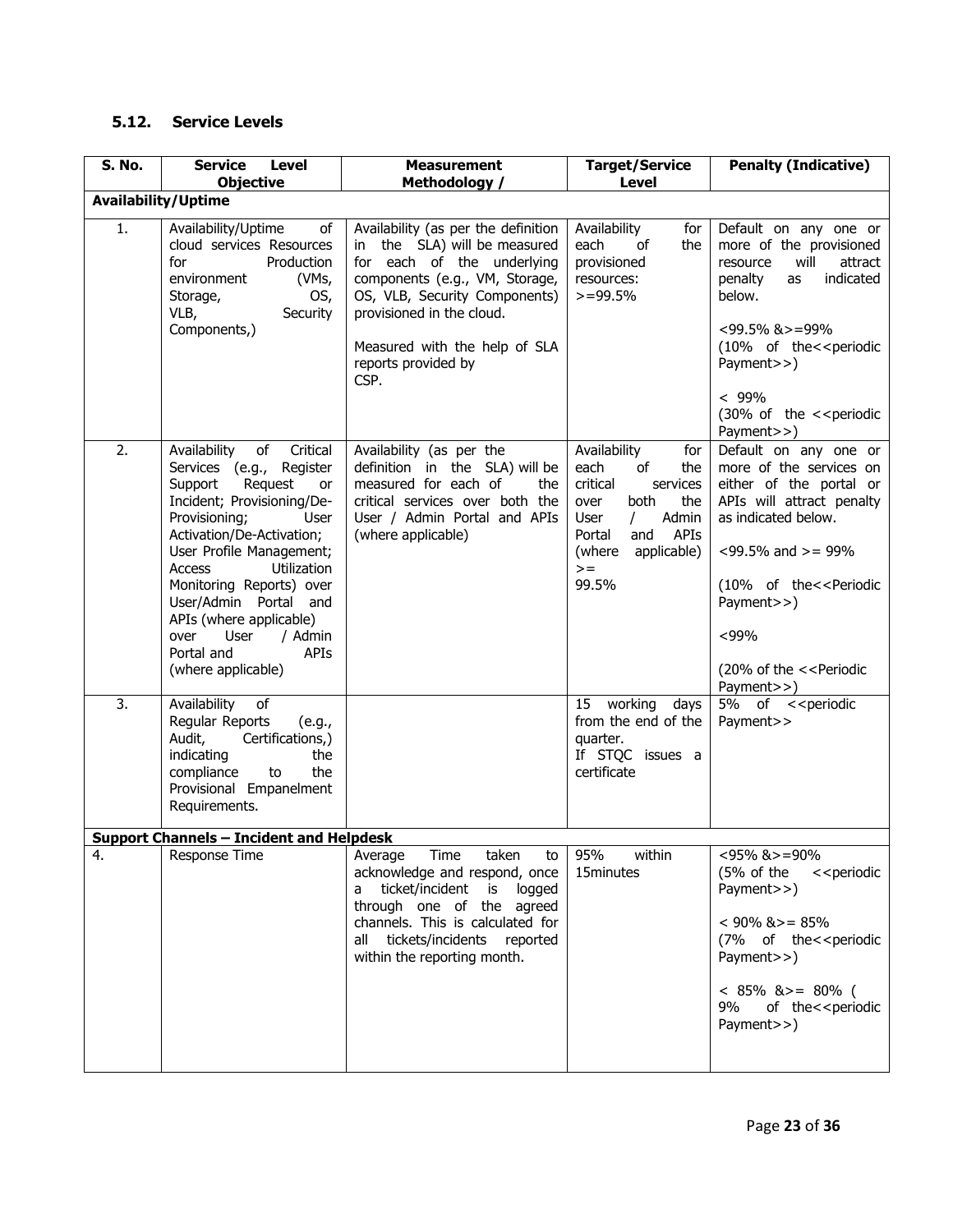### 5.12. Service Levels

| S. No. | Service Level Objective | Measurement Methodology / | Target/Service Level | Penalty (Indicative) |
|---|---|---|---|---|
| **Availability/Uptime** | | | | |
| 1. | Availability/Uptime of cloud services Resources for Production environment (VMs, Storage, OS, VLB, Security Components,) | Availability (as per the definition in the SLA) will be measured for each of the underlying components (e.g., VM, Storage, OS, VLB, Security Components) provisioned in the cloud.<br><br>Measured with the help of SLA reports provided by CSP. | Availability for each of the provisioned resources: >=99.5% | Default on any one or more of the provisioned resource will attract penalty as indicated below.<br><br><99.5% &>=99% (10% of the<<periodic Payment>>)<br><br>< 99% (30% of the <<periodic Payment>>) |
| 2. | Availability of Critical Services (e.g., Register Support Request or Incident; Provisioning/De-Provisioning; User Activation/De-Activation; User Profile Management; Access Utilization Monitoring Reports) over User/Admin Portal and APIs (where applicable) over User / Admin Portal and APIs (where applicable) | Availability (as per the definition in the SLA) will be measured for each of the critical services over both the User / Admin Portal and APIs (where applicable) | Availability for each of the critical services over both the User / Admin Portal and APIs (where applicable) >= 99.5% | Default on any one or more of the services on either of the portal or APIs will attract penalty as indicated below.<br><br><99.5% and >= 99%<br><br>(10% of the<<Periodic Payment>>)<br><br><99%<br><br>(20% of the <<Periodic Payment>>) |
| 3. | Availability of Regular Reports (e.g., Audit, Certifications,) indicating the compliance to the Provisional Empanelment Requirements. | | 15 working days from the end of the quarter.<br>If STQC issues a certificate | 5% of <<periodic Payment>> |
| **Support Channels – Incident and Helpdesk** | | | | |
| 4. | Response Time | Average Time taken to acknowledge and respond, once a ticket/incident is logged through one of the agreed channels. This is calculated for all tickets/incidents reported within the reporting month. | 95% within 15minutes | <95% &>=90% (5% of the <<periodic Payment>>)<br><br>< 90% &>= 85% (7% of the<<periodic Payment>>)<br><br>< 85% &>= 80% ( 9% of the<<periodic Payment>>) |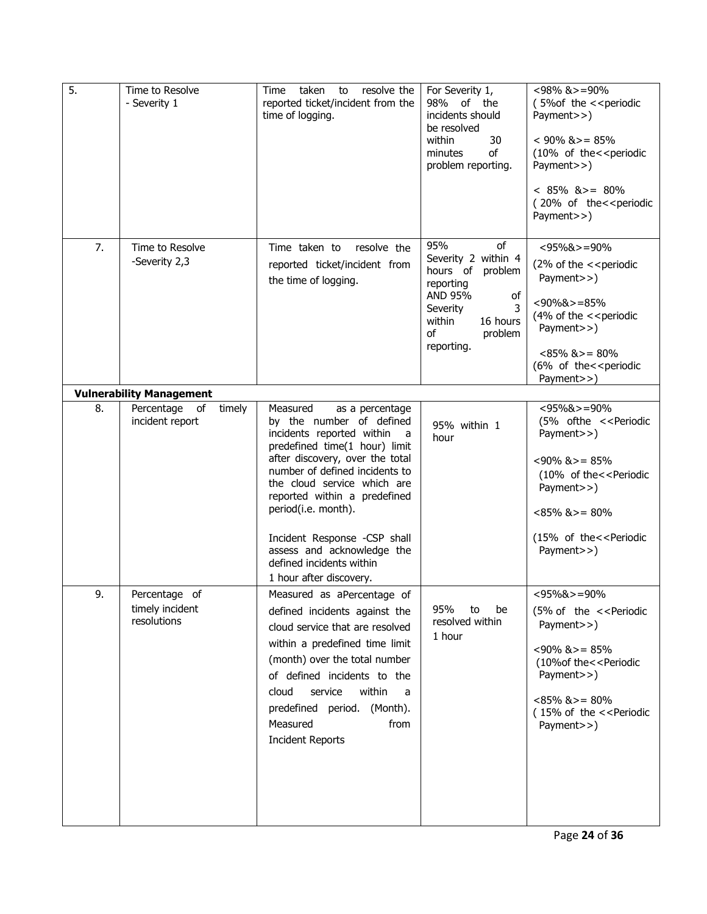| | | | | |
|---|---|---|---|---|
| 5. | Time to Resolve - Severity 1 | Time taken to resolve the reported ticket/incident from the time of logging. | For Severity 1, 98% of the incidents should be resolved within 30 minutes of problem reporting. | <98% &>=90% ( 5%of the <<periodic Payment>>)<br><br>< 90% &>= 85% (10% of the<<periodic Payment>>)<br><br>< 85% &>= 80% ( 20% of the<<periodic Payment>>) |
| 7. | Time to Resolve -Severity 2,3 | Time taken to resolve the reported ticket/incident from the time of logging. | 95% of Severity 2 within 4 hours of problem reporting AND 95% of Severity 3 within 16 hours of problem reporting. | <95%&>=90% (2% of the <<periodic Payment>>)<br><br><90%&>=85% (4% of the <<periodic Payment>>)<br><br><85% &>= 80% (6% of the<<periodic Payment>>) |
| **Vulnerability Management** | | | | |
| 8. | Percentage of timely incident report | Measured as a percentage by the number of defined incidents reported within a predefined time(1 hour) limit after discovery, over the total number of defined incidents to the cloud service which are reported within a predefined period(i.e. month).<br><br>Incident Response -CSP shall assess and acknowledge the defined incidents within 1 hour after discovery. | 95% within 1 hour | <95%&>=90% (5% ofthe <<Periodic Payment>>)<br><br><90% &>= 85% (10% of the<<Periodic Payment>>)<br><br><85% &>= 80%<br><br>(15% of the<<Periodic Payment>>) |
| 9. | Percentage of timely incident resolutions | Measured as aPercentage of defined incidents against the cloud service that are resolved within a predefined time limit (month) over the total number of defined incidents to the cloud service within a predefined period. (Month). Measured from Incident Reports | 95% to be resolved within 1 hour | <95%&>=90% (5% of the <<Periodic Payment>>)<br><br><90% &>= 85% (10%of the<<Periodic Payment>>)<br><br><85% &>= 80% ( 15% of the <<Periodic Payment>>) |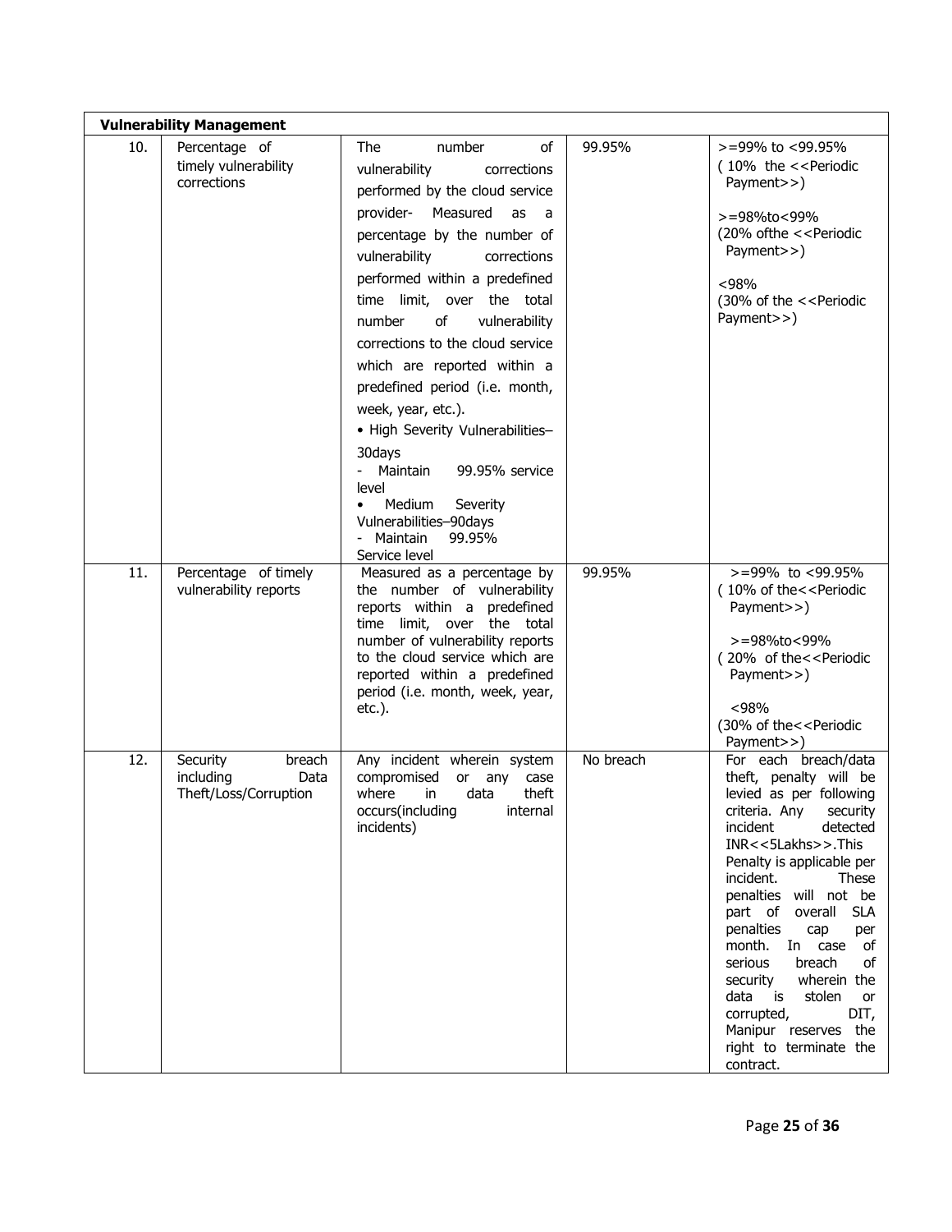| Vulnerability Management | | | | |
|---|---|---|---|---|
| 10. | Percentage of timely vulnerability corrections | The number of vulnerability corrections performed by the cloud service provider- Measured as a percentage by the number of vulnerability corrections performed within a predefined time limit, over the total number of vulnerability corrections to the cloud service which are reported within a predefined period (i.e. month, week, year, etc.).<br>• High Severity Vulnerabilities–30days<br>- Maintain 99.95% service level<br>• Medium Severity Vulnerabilities–90days<br>- Maintain 99.95% Service level | 99.95% | >=99% to <99.95%<br>( 10% the <<Periodic Payment>>)<br><br>>=98%to<99%<br>(20% ofthe <<Periodic Payment>>)<br><br><98%<br>(30% of the <<Periodic Payment>>) |
| 11. | Percentage of timely vulnerability reports | Measured as a percentage by the number of vulnerability reports within a predefined time limit, over the total number of vulnerability reports to the cloud service which are reported within a predefined period (i.e. month, week, year, etc.). | 99.95% | >=99% to <99.95%<br>( 10% of the<<Periodic Payment>>)<br><br>>=98%to<99%<br>( 20% of the<<Periodic Payment>>)<br><br><98%<br>(30% of the<<Periodic Payment>>) |
| 12. | Security breach including Data Theft/Loss/Corruption | Any incident wherein system compromised or any case where in data theft occurs(including internal incidents) | No breach | For each breach/data theft, penalty will be levied as per following criteria. Any security incident detected INR<<5Lakhs>>.This Penalty is applicable per incident. These penalties will not be part of overall SLA penalties cap per month. In case of serious breach of security wherein the data is stolen or corrupted, DIT, Manipur reserves the right to terminate the contract. |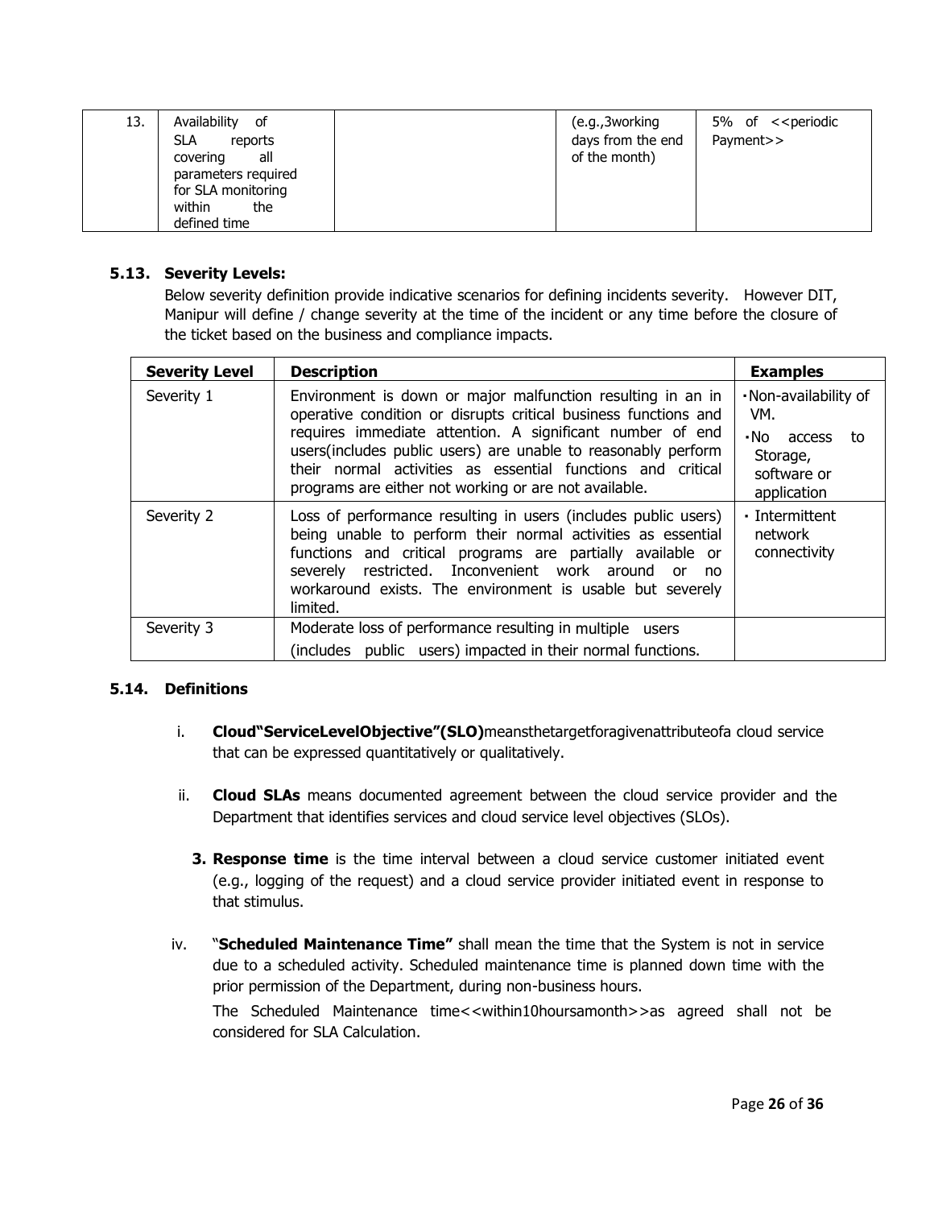| 13. | Availability of SLA reports covering all parameters required for SLA monitoring within the defined time | | (e.g.,3working days from the end of the month) | 5% of <<periodic Payment>> |
|---|---|---|---|---|

### 5.13. Severity Levels:

Below severity definition provide indicative scenarios for defining incidents severity. However DIT, Manipur will define / change severity at the time of the incident or any time before the closure of the ticket based on the business and compliance impacts.

| Severity Level | Description | Examples |
|---|---|---|
| Severity 1 | Environment is down or major malfunction resulting in an in operative condition or disrupts critical business functions and requires immediate attention. A significant number of end users(includes public users) are unable to reasonably perform their normal activities as essential functions and critical programs are either not working or are not available. | ▪Non-availability of VM.<br>▪No access to Storage, software or application |
| Severity 2 | Loss of performance resulting in users (includes public users) being unable to perform their normal activities as essential functions and critical programs are partially available or severely restricted. Inconvenient work around or no workaround exists. The environment is usable but severely limited. | ▪ Intermittent network connectivity |
| Severity 3 | Moderate loss of performance resulting in multiple users (includes public users) impacted in their normal functions. | |

### 5.14. Definitions

i. **Cloud"ServiceLevelObjective"(SLO)**meansthetargetforagivenattributeofa cloud service that can be expressed quantitatively or qualitatively.

ii. **Cloud SLAs** means documented agreement between the cloud service provider and the Department that identifies services and cloud service level objectives (SLOs).

3. **Response time** is the time interval between a cloud service customer initiated event (e.g., logging of the request) and a cloud service provider initiated event in response to that stimulus.

iv. "**Scheduled Maintenance Time"** shall mean the time that the System is not in service due to a scheduled activity. Scheduled maintenance time is planned down time with the prior permission of the Department, during non-business hours.

The Scheduled Maintenance time<<within10hoursamonth>>as agreed shall not be considered for SLA Calculation.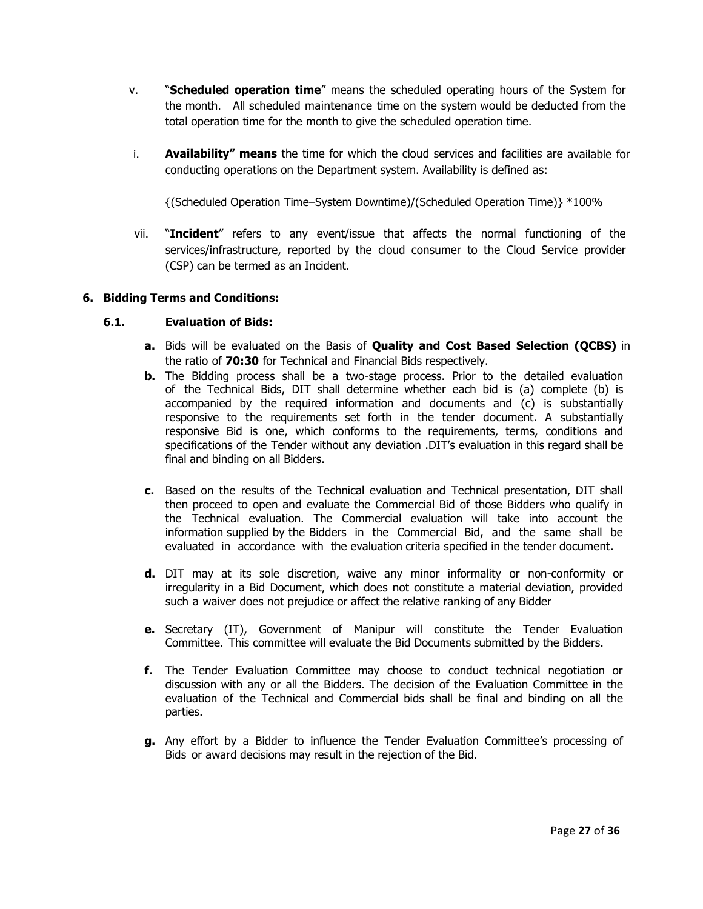v. "**Scheduled operation time**" means the scheduled operating hours of the System for the month. All scheduled maintenance time on the system would be deducted from the total operation time for the month to give the scheduled operation time.

i. **Availability" means** the time for which the cloud services and facilities are available for conducting operations on the Department system. Availability is defined as:

{(Scheduled Operation Time–System Downtime)/(Scheduled Operation Time)} *100%

vii. "**Incident**" refers to any event/issue that affects the normal functioning of the services/infrastructure, reported by the cloud consumer to the Cloud Service provider (CSP) can be termed as an Incident.

## 6. Bidding Terms and Conditions:

### 6.1. Evaluation of Bids:

**a.** Bids will be evaluated on the Basis of **Quality and Cost Based Selection (QCBS)** in the ratio of **70:30** for Technical and Financial Bids respectively.

**b.** The Bidding process shall be a two-stage process. Prior to the detailed evaluation of the Technical Bids, DIT shall determine whether each bid is (a) complete (b) is accompanied by the required information and documents and (c) is substantially responsive to the requirements set forth in the tender document. A substantially responsive Bid is one, which conforms to the requirements, terms, conditions and specifications of the Tender without any deviation .DIT's evaluation in this regard shall be final and binding on all Bidders.

**c.** Based on the results of the Technical evaluation and Technical presentation, DIT shall then proceed to open and evaluate the Commercial Bid of those Bidders who qualify in the Technical evaluation. The Commercial evaluation will take into account the information supplied by the Bidders in the Commercial Bid, and the same shall be evaluated in accordance with the evaluation criteria specified in the tender document.

**d.** DIT may at its sole discretion, waive any minor informality or non-conformity or irregularity in a Bid Document, which does not constitute a material deviation, provided such a waiver does not prejudice or affect the relative ranking of any Bidder

**e.** Secretary (IT), Government of Manipur will constitute the Tender Evaluation Committee. This committee will evaluate the Bid Documents submitted by the Bidders.

**f.** The Tender Evaluation Committee may choose to conduct technical negotiation or discussion with any or all the Bidders. The decision of the Evaluation Committee in the evaluation of the Technical and Commercial bids shall be final and binding on all the parties.

**g.** Any effort by a Bidder to influence the Tender Evaluation Committee's processing of Bids or award decisions may result in the rejection of the Bid.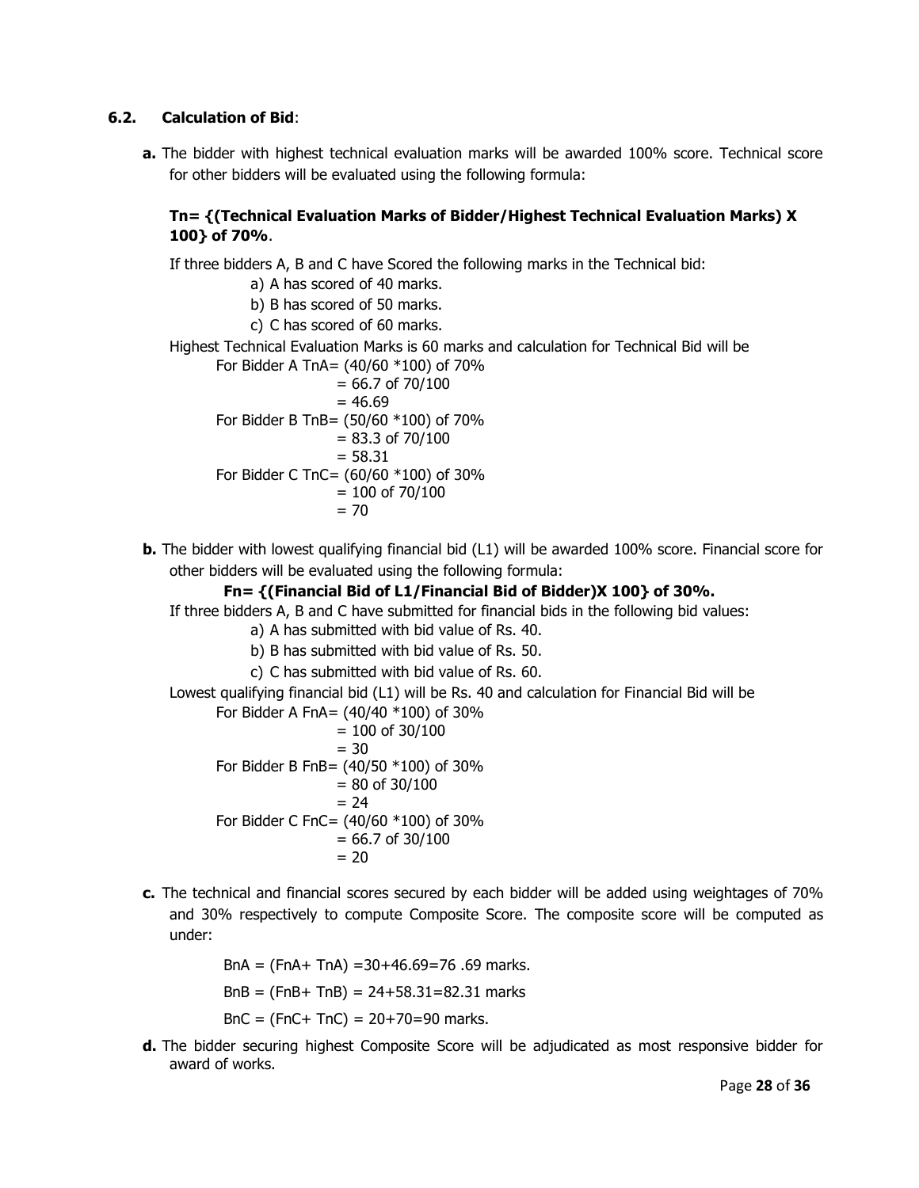### 6.2. Calculation of Bid:

**a.** The bidder with highest technical evaluation marks will be awarded 100% score. Technical score for other bidders will be evaluated using the following formula:

**Tn= {(Technical Evaluation Marks of Bidder/Highest Technical Evaluation Marks) X 100} of 70%**.

If three bidders A, B and C have Scored the following marks in the Technical bid:

a) A has scored of 40 marks.
b) B has scored of 50 marks.
c) C has scored of 60 marks.

Highest Technical Evaluation Marks is 60 marks and calculation for Technical Bid will be

For Bidder A TnA= (40/60 *100) of 70%
= 66.7 of 70/100
= 46.69

For Bidder B TnB= (50/60 *100) of 70%
= 83.3 of 70/100
= 58.31

For Bidder C TnC= (60/60 *100) of 30%
= 100 of 70/100
= 70

**b.** The bidder with lowest qualifying financial bid (L1) will be awarded 100% score. Financial score for other bidders will be evaluated using the following formula:

**Fn= {(Financial Bid of L1/Financial Bid of Bidder)X 100} of 30%.**

If three bidders A, B and C have submitted for financial bids in the following bid values:

a) A has submitted with bid value of Rs. 40.
b) B has submitted with bid value of Rs. 50.
c) C has submitted with bid value of Rs. 60.

Lowest qualifying financial bid (L1) will be Rs. 40 and calculation for Financial Bid will be

For Bidder A FnA= (40/40 *100) of 30%
= 100 of 30/100
= 30

For Bidder B FnB= (40/50 *100) of 30%
= 80 of 30/100
= 24

For Bidder C FnC= (40/60 *100) of 30%
= 66.7 of 30/100
= 20

**c.** The technical and financial scores secured by each bidder will be added using weightages of 70% and 30% respectively to compute Composite Score. The composite score will be computed as under:

BnA = (FnA+ TnA) =30+46.69=76 .69 marks.

BnB = (FnB+ TnB) = 24+58.31=82.31 marks

BnC = (FnC+ TnC) = 20+70=90 marks.

**d.** The bidder securing highest Composite Score will be adjudicated as most responsive bidder for award of works.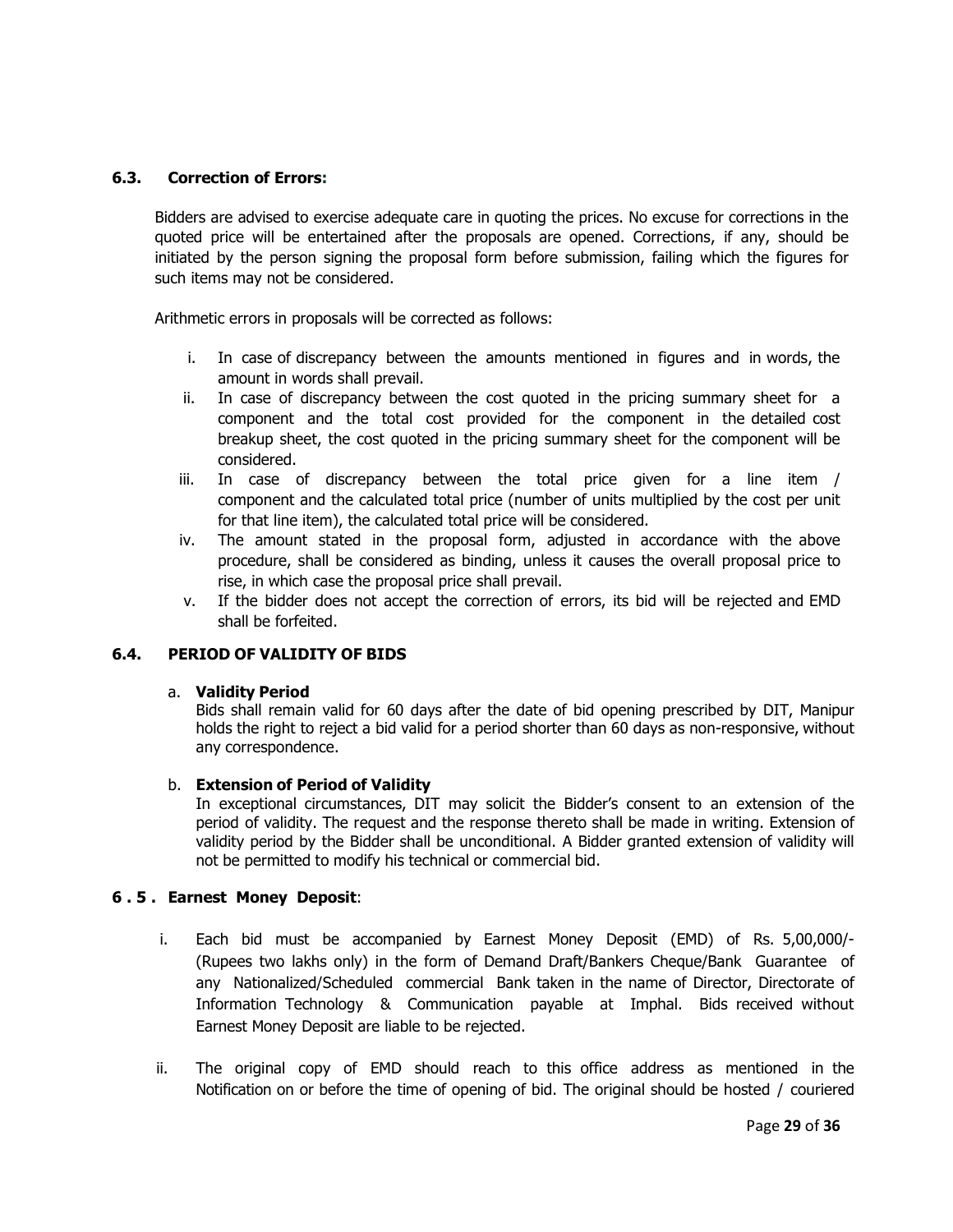### 6.3. Correction of Errors:

Bidders are advised to exercise adequate care in quoting the prices. No excuse for corrections in the quoted price will be entertained after the proposals are opened. Corrections, if any, should be initiated by the person signing the proposal form before submission, failing which the figures for such items may not be considered.

Arithmetic errors in proposals will be corrected as follows:

i. In case of discrepancy between the amounts mentioned in figures and in words, the amount in words shall prevail.
ii. In case of discrepancy between the cost quoted in the pricing summary sheet for a component and the total cost provided for the component in the detailed cost breakup sheet, the cost quoted in the pricing summary sheet for the component will be considered.
iii. In case of discrepancy between the total price given for a line item / component and the calculated total price (number of units multiplied by the cost per unit for that line item), the calculated total price will be considered.
iv. The amount stated in the proposal form, adjusted in accordance with the above procedure, shall be considered as binding, unless it causes the overall proposal price to rise, in which case the proposal price shall prevail.
v. If the bidder does not accept the correction of errors, its bid will be rejected and EMD shall be forfeited.

### 6.4. PERIOD OF VALIDITY OF BIDS

a. **Validity Period**
Bids shall remain valid for 60 days after the date of bid opening prescribed by DIT, Manipur holds the right to reject a bid valid for a period shorter than 60 days as non-responsive, without any correspondence.

b. **Extension of Period of Validity**
In exceptional circumstances, DIT may solicit the Bidder's consent to an extension of the period of validity. The request and the response thereto shall be made in writing. Extension of validity period by the Bidder shall be unconditional. A Bidder granted extension of validity will not be permitted to modify his technical or commercial bid.

### 6 . 5 . Earnest Money Deposit:

i. Each bid must be accompanied by Earnest Money Deposit (EMD) of Rs. 5,00,000/- (Rupees two lakhs only) in the form of Demand Draft/Bankers Cheque/Bank Guarantee of any Nationalized/Scheduled commercial Bank taken in the name of Director, Directorate of Information Technology & Communication payable at Imphal. Bids received without Earnest Money Deposit are liable to be rejected.

ii. The original copy of EMD should reach to this office address as mentioned in the Notification on or before the time of opening of bid. The original should be hosted / couriered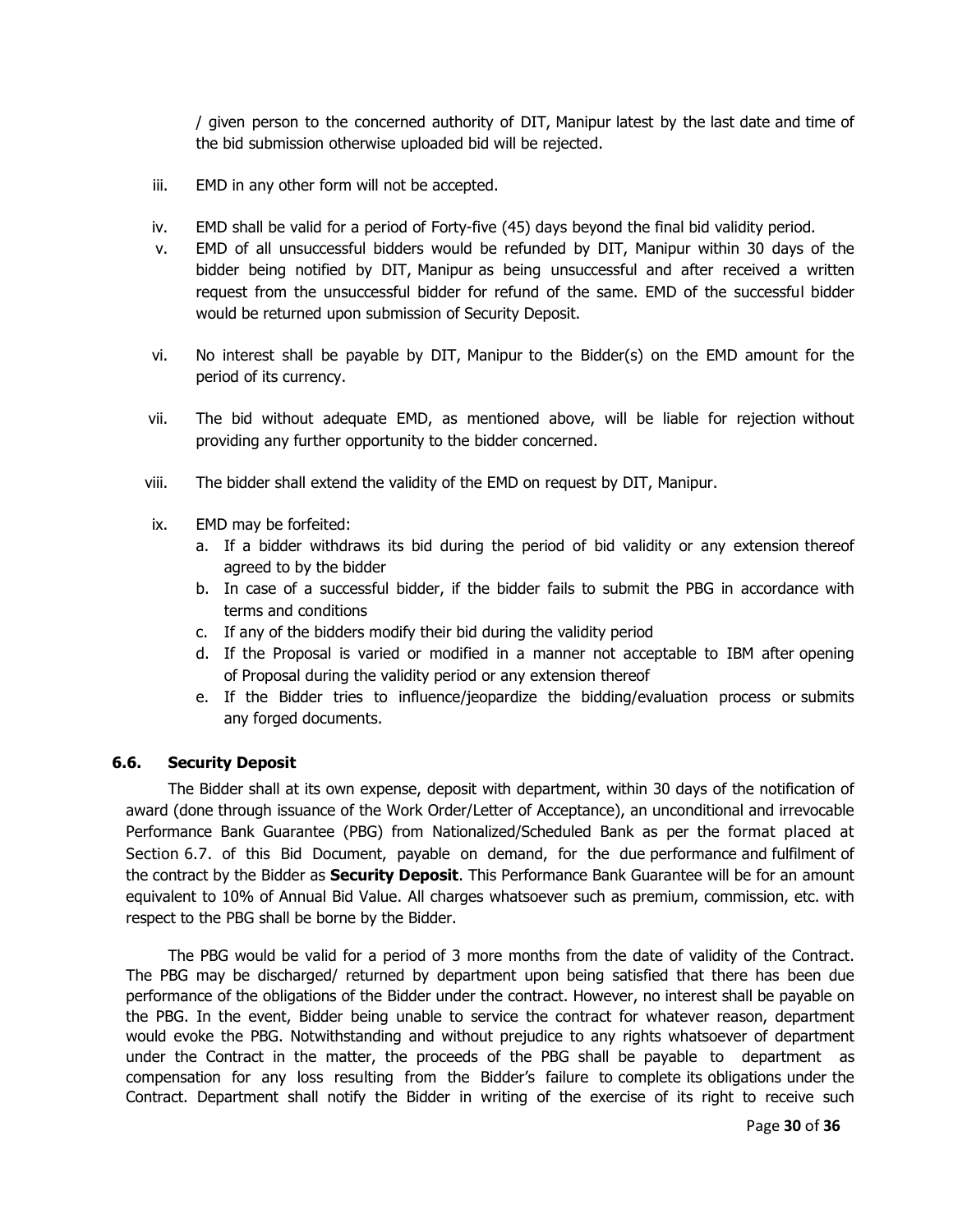/ given person to the concerned authority of DIT, Manipur latest by the last date and time of the bid submission otherwise uploaded bid will be rejected.

iii. EMD in any other form will not be accepted.

iv. EMD shall be valid for a period of Forty-five (45) days beyond the final bid validity period.

v. EMD of all unsuccessful bidders would be refunded by DIT, Manipur within 30 days of the bidder being notified by DIT, Manipur as being unsuccessful and after received a written request from the unsuccessful bidder for refund of the same. EMD of the successful bidder would be returned upon submission of Security Deposit.

vi. No interest shall be payable by DIT, Manipur to the Bidder(s) on the EMD amount for the period of its currency.

vii. The bid without adequate EMD, as mentioned above, will be liable for rejection without providing any further opportunity to the bidder concerned.

viii. The bidder shall extend the validity of the EMD on request by DIT, Manipur.

ix. EMD may be forfeited:
   a. If a bidder withdraws its bid during the period of bid validity or any extension thereof agreed to by the bidder
   b. In case of a successful bidder, if the bidder fails to submit the PBG in accordance with terms and conditions
   c. If any of the bidders modify their bid during the validity period
   d. If the Proposal is varied or modified in a manner not acceptable to IBM after opening of Proposal during the validity period or any extension thereof
   e. If the Bidder tries to influence/jeopardize the bidding/evaluation process or submits any forged documents.

### 6.6. Security Deposit

The Bidder shall at its own expense, deposit with department, within 30 days of the notification of award (done through issuance of the Work Order/Letter of Acceptance), an unconditional and irrevocable Performance Bank Guarantee (PBG) from Nationalized/Scheduled Bank as per the format placed at Section 6.7. of this Bid Document, payable on demand, for the due performance and fulfilment of the contract by the Bidder as **Security Deposit**. This Performance Bank Guarantee will be for an amount equivalent to 10% of Annual Bid Value. All charges whatsoever such as premium, commission, etc. with respect to the PBG shall be borne by the Bidder.

The PBG would be valid for a period of 3 more months from the date of validity of the Contract. The PBG may be discharged/ returned by department upon being satisfied that there has been due performance of the obligations of the Bidder under the contract. However, no interest shall be payable on the PBG. In the event, Bidder being unable to service the contract for whatever reason, department would evoke the PBG. Notwithstanding and without prejudice to any rights whatsoever of department under the Contract in the matter, the proceeds of the PBG shall be payable to department as compensation for any loss resulting from the Bidder's failure to complete its obligations under the Contract. Department shall notify the Bidder in writing of the exercise of its right to receive such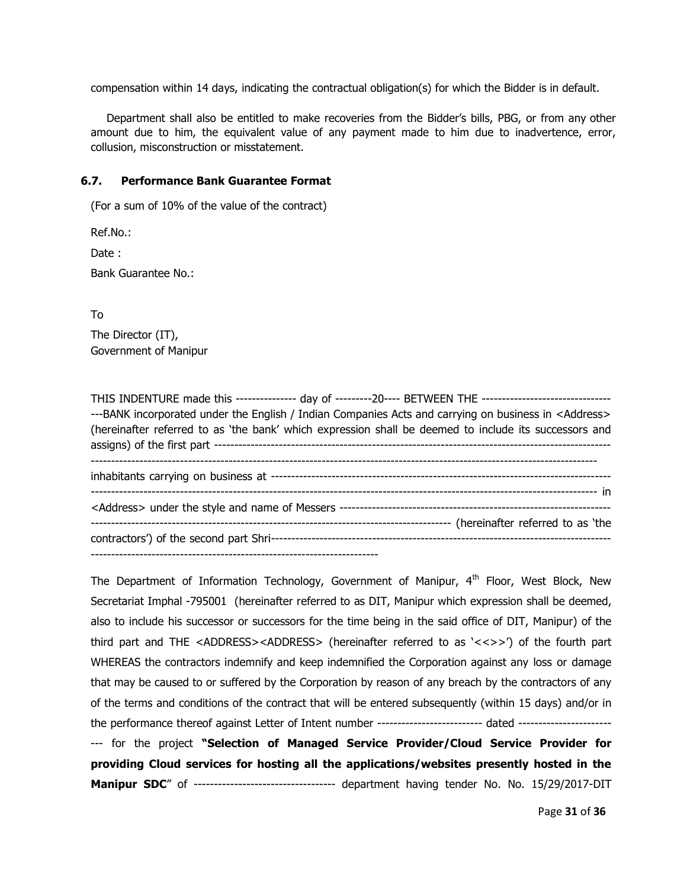compensation within 14 days, indicating the contractual obligation(s) for which the Bidder is in default.

Department shall also be entitled to make recoveries from the Bidder's bills, PBG, or from any other amount due to him, the equivalent value of any payment made to him due to inadvertence, error, collusion, misconstruction or misstatement.

### 6.7. Performance Bank Guarantee Format

(For a sum of 10% of the value of the contract)

Ref.No.:

Date :

Bank Guarantee No.:

To

The Director (IT),
Government of Manipur

THIS INDENTURE made this --------------- day of ---------20---- BETWEEN THE ----------------------------------BANK incorporated under the English / Indian Companies Acts and carrying on business in <Address> (hereinafter referred to as 'the bank' which expression shall be deemed to include its successors and assigns) of the first part ---------------------------------------------------------------------------------------------------------------------------------------------------------------------------------------------------------------------------
inhabitants carrying on business at -------------------------------------------------------------------------------------------------------------------------------------------------------------------------------------------------------- in <Address> under the style and name of Messers ---------------------------------------------------------------------------------------------------------------------------------------------------------------- (hereinafter referred to as 'the contractors') of the second part Shri--------------------------------------------------------------------------------------------------------------------------------------------------------------------------

The Department of Information Technology, Government of Manipur, 4th Floor, West Block, New Secretariat Imphal -795001 (hereinafter referred to as DIT, Manipur which expression shall be deemed, also to include his successor or successors for the time being in the said office of DIT, Manipur) of the third part and THE <ADDRESS><ADDRESS> (hereinafter referred to as '<<>>') of the fourth part WHEREAS the contractors indemnify and keep indemnified the Corporation against any loss or damage that may be caused to or suffered by the Corporation by reason of any breach by the contractors of any of the terms and conditions of the contract that will be entered subsequently (within 15 days) and/or in the performance thereof against Letter of Intent number -------------------------- dated ------------------------- for the project **"Selection of Managed Service Provider/Cloud Service Provider for providing Cloud services for hosting all the applications/websites presently hosted in the Manipur SDC**" of ----------------------------------- department having tender No. No. 15/29/2017-DIT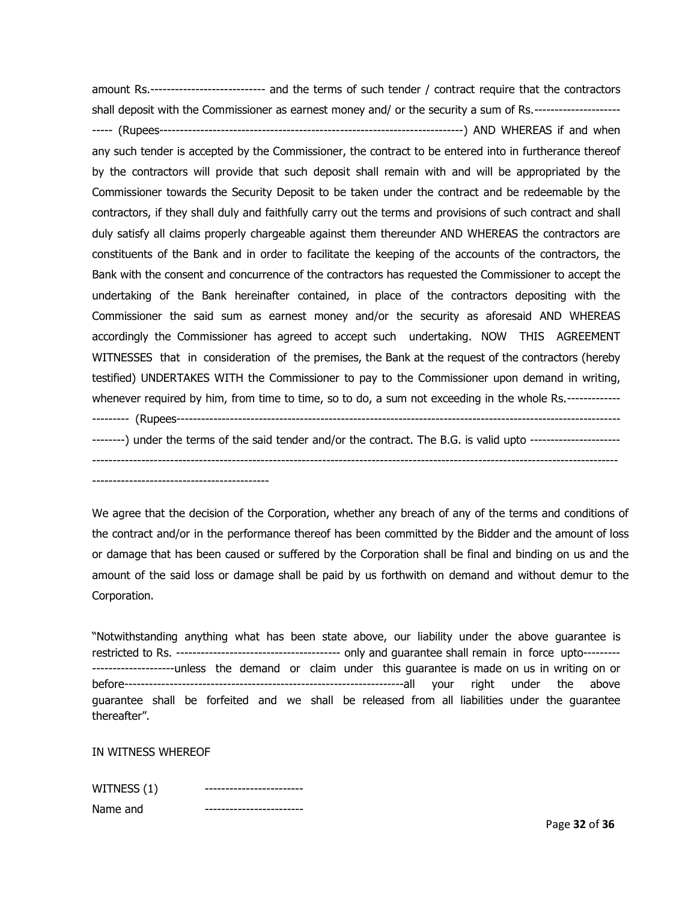amount Rs.---------------------------- and the terms of such tender / contract require that the contractors shall deposit with the Commissioner as earnest money and/ or the security a sum of Rs.-------------------------- (Rupees------------------------------------------------------------------------) AND WHEREAS if and when any such tender is accepted by the Commissioner, the contract to be entered into in furtherance thereof by the contractors will provide that such deposit shall remain with and will be appropriated by the Commissioner towards the Security Deposit to be taken under the contract and be redeemable by the contractors, if they shall duly and faithfully carry out the terms and provisions of such contract and shall duly satisfy all claims properly chargeable against them thereunder AND WHEREAS the contractors are constituents of the Bank and in order to facilitate the keeping of the accounts of the contractors, the Bank with the consent and concurrence of the contractors has requested the Commissioner to accept the undertaking of the Bank hereinafter contained, in place of the contractors depositing with the Commissioner the said sum as earnest money and/or the security as aforesaid AND WHEREAS accordingly the Commissioner has agreed to accept such undertaking. NOW THIS AGREEMENT WITNESSES that in consideration of the premises, the Bank at the request of the contractors (hereby testified) UNDERTAKES WITH the Commissioner to pay to the Commissioner upon demand in writing, whenever required by him, from time to time, so to do, a sum not exceeding in the whole Rs.---------------------- (Rupees---------------------------------------------------------------------------------------------------------------) under the terms of the said tender and/or the contract. The B.G. is valid upto ------------------------------------------------------------------------------------------------------------------------------------------------------------------------------------------------

We agree that the decision of the Corporation, whether any breach of any of the terms and conditions of the contract and/or in the performance thereof has been committed by the Bidder and the amount of loss or damage that has been caused or suffered by the Corporation shall be final and binding on us and the amount of the said loss or damage shall be paid by us forthwith on demand and without demur to the Corporation.

"Notwithstanding anything what has been state above, our liability under the above guarantee is restricted to Rs. --------------------------------------- only and guarantee shall remain in force upto----------------------------unless the demand or claim under this guarantee is made on us in writing on or before-------------------------------------------------------------------all your right under the above guarantee shall be forfeited and we shall be released from all liabilities under the guarantee thereafter".

IN WITNESS WHEREOF

WITNESS (1) ------------------------

Name and ------------------------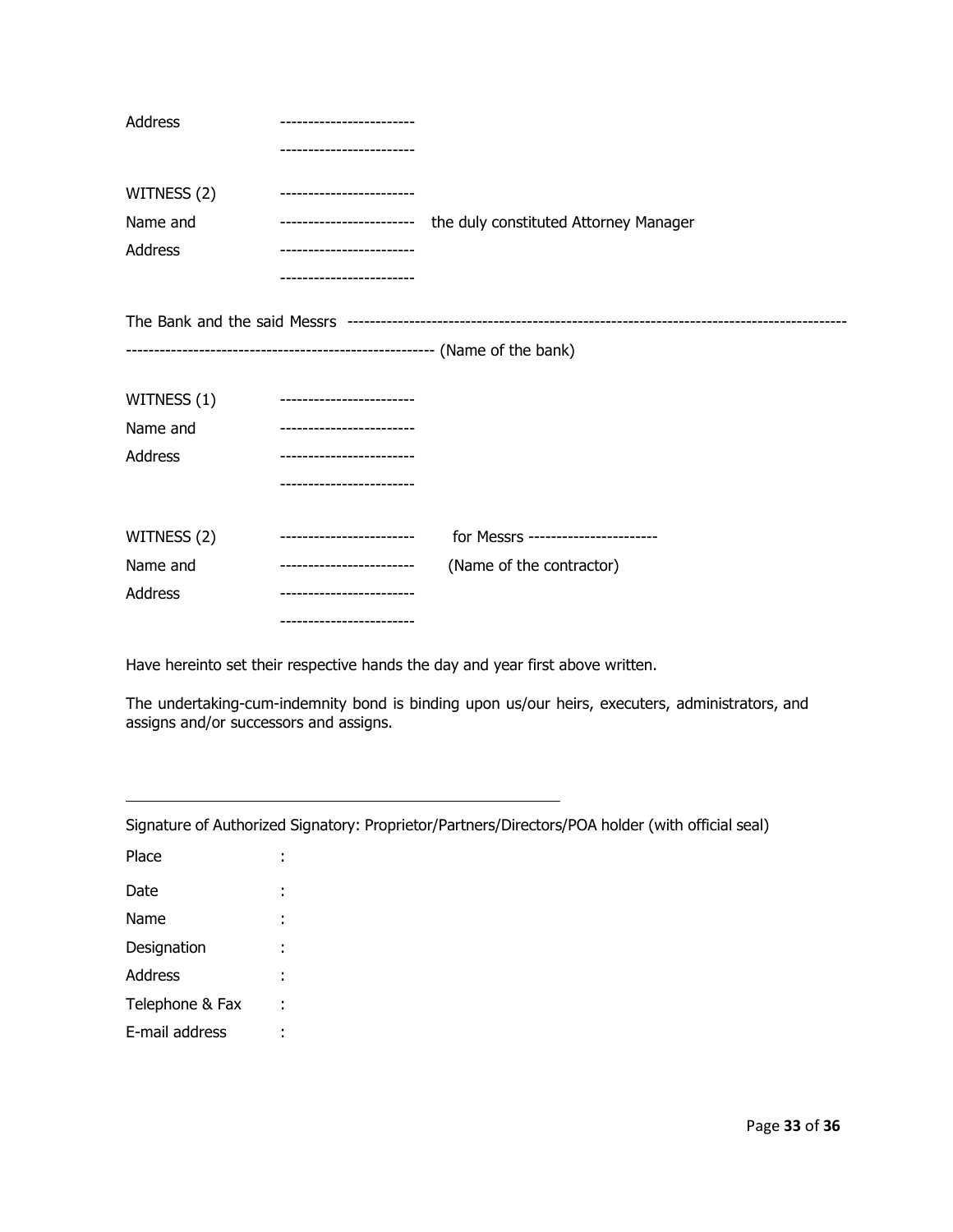Address ------------------------

------------------------

WITNESS (2) ------------------------

Name and ------------------------ the duly constituted Attorney Manager

Address ------------------------

------------------------

The Bank and the said Messrs ----------------------------------------------------------------------------------------
------------------------------------------------------ (Name of the bank)

WITNESS (1) ------------------------

Name and ------------------------

Address ------------------------

------------------------

WITNESS (2) ------------------------ for Messrs -----------------------

Name and ------------------------ (Name of the contractor)

Address ------------------------

------------------------

Have hereinto set their respective hands the day and year first above written.

The undertaking-cum-indemnity bond is binding upon us/our heirs, executers, administrators, and assigns and/or successors and assigns.

\_\_\_\_\_\_\_\_\_\_\_\_\_\_\_\_\_\_\_\_\_\_\_\_\_\_\_\_\_\_\_\_\_\_\_\_\_\_\_\_\_\_\_\_\_\_\_\_\_\_\_\_\_

Signature of Authorized Signatory: Proprietor/Partners/Directors/POA holder (with official seal)

Place :

Date :

Name :

Designation :

Address :

Telephone & Fax :

E-mail address :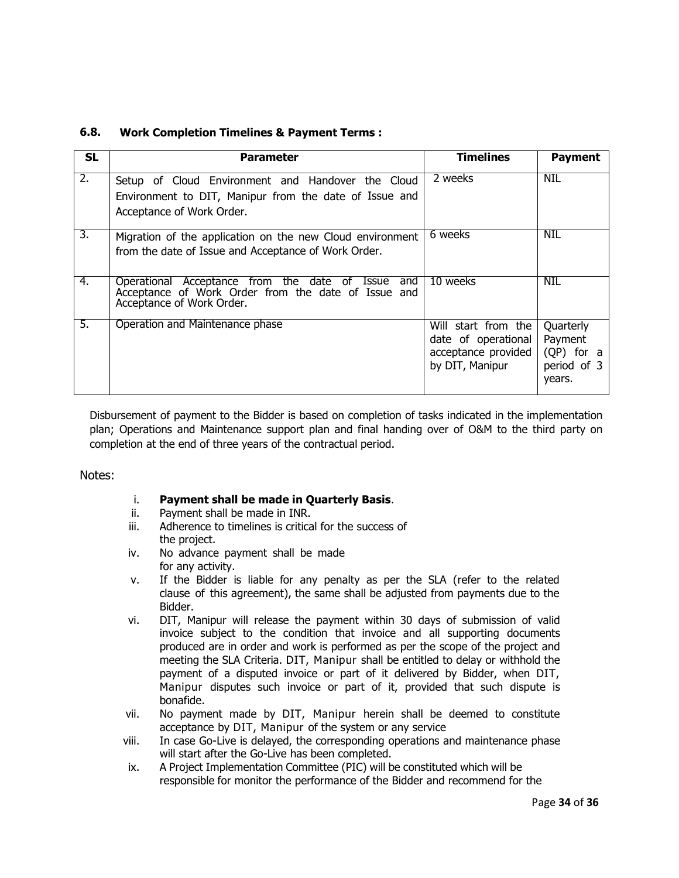### 6.8. Work Completion Timelines & Payment Terms :

| SL | Parameter | Timelines | Payment |
|---|---|---|---|
| 2. | Setup of Cloud Environment and Handover the Cloud Environment to DIT, Manipur from the date of Issue and Acceptance of Work Order. | 2 weeks | NIL |
| 3. | Migration of the application on the new Cloud environment from the date of Issue and Acceptance of Work Order. | 6 weeks | NIL |
| 4. | Operational Acceptance from the date of Issue and Acceptance of Work Order from the date of Issue and Acceptance of Work Order. | 10 weeks | NIL |
| 5. | Operation and Maintenance phase | Will start from the date of operational acceptance provided by DIT, Manipur | Quarterly Payment (QP) for a period of 3 years. |

Disbursement of payment to the Bidder is based on completion of tasks indicated in the implementation plan; Operations and Maintenance support plan and final handing over of O&M to the third party on completion at the end of three years of the contractual period.

Notes:

i. **Payment shall be made in Quarterly Basis**.
ii. Payment shall be made in INR.
iii. Adherence to timelines is critical for the success of the project.
iv. No advance payment shall be made for any activity.
v. If the Bidder is liable for any penalty as per the SLA (refer to the related clause of this agreement), the same shall be adjusted from payments due to the Bidder.
vi. DIT, Manipur will release the payment within 30 days of submission of valid invoice subject to the condition that invoice and all supporting documents produced are in order and work is performed as per the scope of the project and meeting the SLA Criteria. DIT, Manipur shall be entitled to delay or withhold the payment of a disputed invoice or part of it delivered by Bidder, when DIT, Manipur disputes such invoice or part of it, provided that such dispute is bonafide.
vii. No payment made by DIT, Manipur herein shall be deemed to constitute acceptance by DIT, Manipur of the system or any service
viii. In case Go-Live is delayed, the corresponding operations and maintenance phase will start after the Go-Live has been completed.
ix. A Project Implementation Committee (PIC) will be constituted which will be responsible for monitor the performance of the Bidder and recommend for the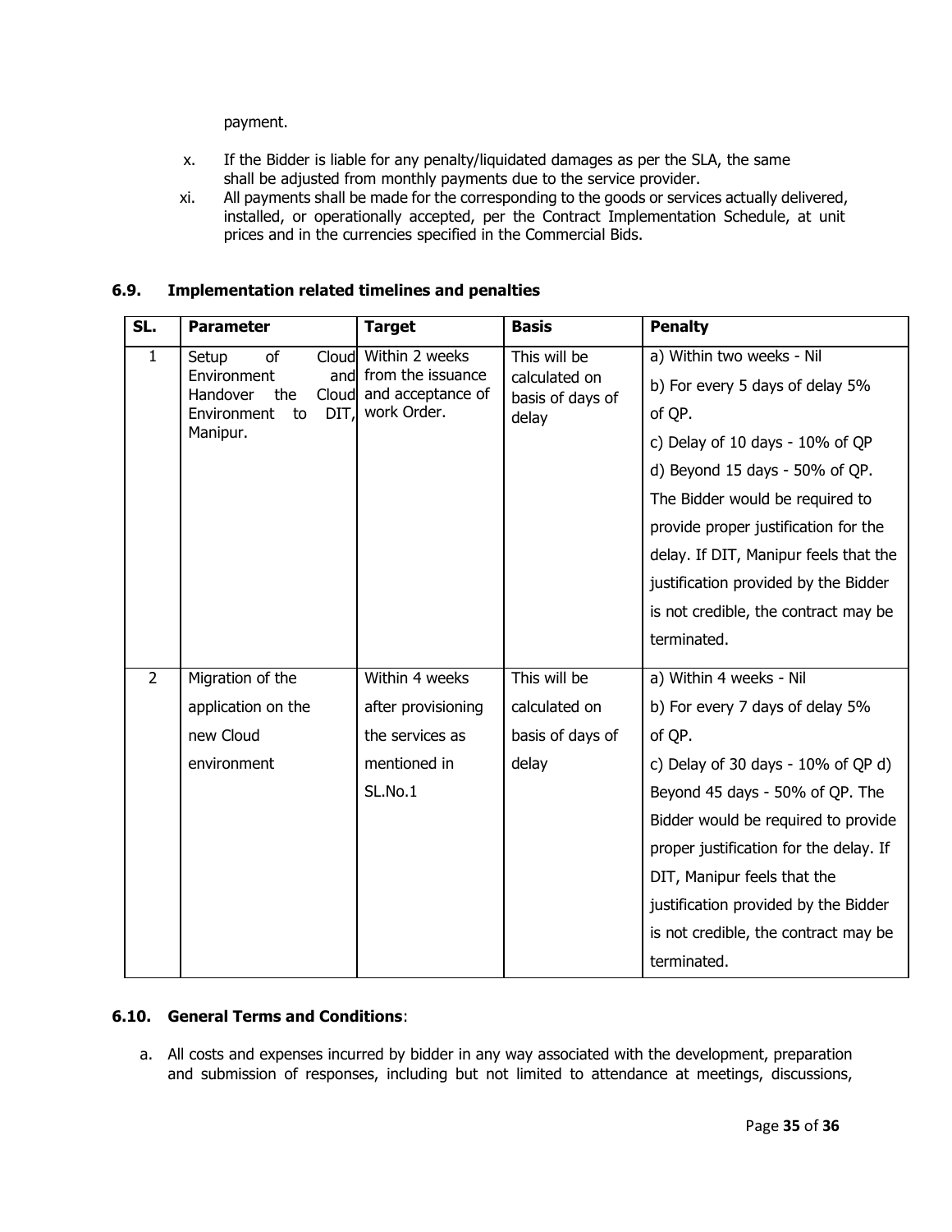payment.

x. If the Bidder is liable for any penalty/liquidated damages as per the SLA, the same shall be adjusted from monthly payments due to the service provider.

xi. All payments shall be made for the corresponding to the goods or services actually delivered, installed, or operationally accepted, per the Contract Implementation Schedule, at unit prices and in the currencies specified in the Commercial Bids.

### 6.9. Implementation related timelines and penalties

| SL. | Parameter | Target | Basis | Penalty |
|---|---|---|---|---|
| 1 | Setup of Cloud Environment and Handover the Cloud Environment to DIT, Manipur. | Within 2 weeks from the issuance and acceptance of work Order. | This will be calculated on basis of days of delay | a) Within two weeks - Nil<br>b) For every 5 days of delay 5% of QP.<br>c) Delay of 10 days - 10% of QP<br>d) Beyond 15 days - 50% of QP. The Bidder would be required to provide proper justification for the delay. If DIT, Manipur feels that the justification provided by the Bidder is not credible, the contract may be terminated. |
| 2 | Migration of the application on the new Cloud environment | Within 4 weeks after provisioning the services as mentioned in SL.No.1 | This will be calculated on basis of days of delay | a) Within 4 weeks - Nil<br>b) For every 7 days of delay 5% of QP.<br>c) Delay of 30 days - 10% of QP d) Beyond 45 days - 50% of QP. The Bidder would be required to provide proper justification for the delay. If DIT, Manipur feels that the justification provided by the Bidder is not credible, the contract may be terminated. |

### 6.10. General Terms and Conditions:

a. All costs and expenses incurred by bidder in any way associated with the development, preparation and submission of responses, including but not limited to attendance at meetings, discussions,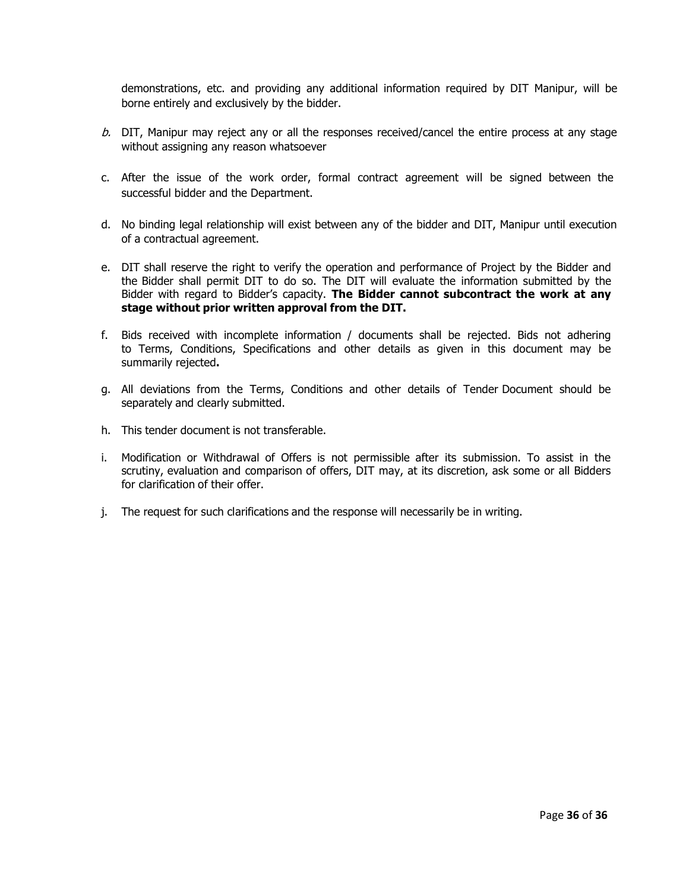demonstrations, etc. and providing any additional information required by DIT Manipur, will be borne entirely and exclusively by the bidder.

*b.* DIT, Manipur may reject any or all the responses received/cancel the entire process at any stage without assigning any reason whatsoever

c. After the issue of the work order, formal contract agreement will be signed between the successful bidder and the Department.

d. No binding legal relationship will exist between any of the bidder and DIT, Manipur until execution of a contractual agreement.

e. DIT shall reserve the right to verify the operation and performance of Project by the Bidder and the Bidder shall permit DIT to do so. The DIT will evaluate the information submitted by the Bidder with regard to Bidder's capacity. **The Bidder cannot subcontract the work at any stage without prior written approval from the DIT.**

f. Bids received with incomplete information / documents shall be rejected. Bids not adhering to Terms, Conditions, Specifications and other details as given in this document may be summarily rejected**.**

g. All deviations from the Terms, Conditions and other details of Tender Document should be separately and clearly submitted.

h. This tender document is not transferable.

i. Modification or Withdrawal of Offers is not permissible after its submission. To assist in the scrutiny, evaluation and comparison of offers, DIT may, at its discretion, ask some or all Bidders for clarification of their offer.

j. The request for such clarifications and the response will necessarily be in writing.